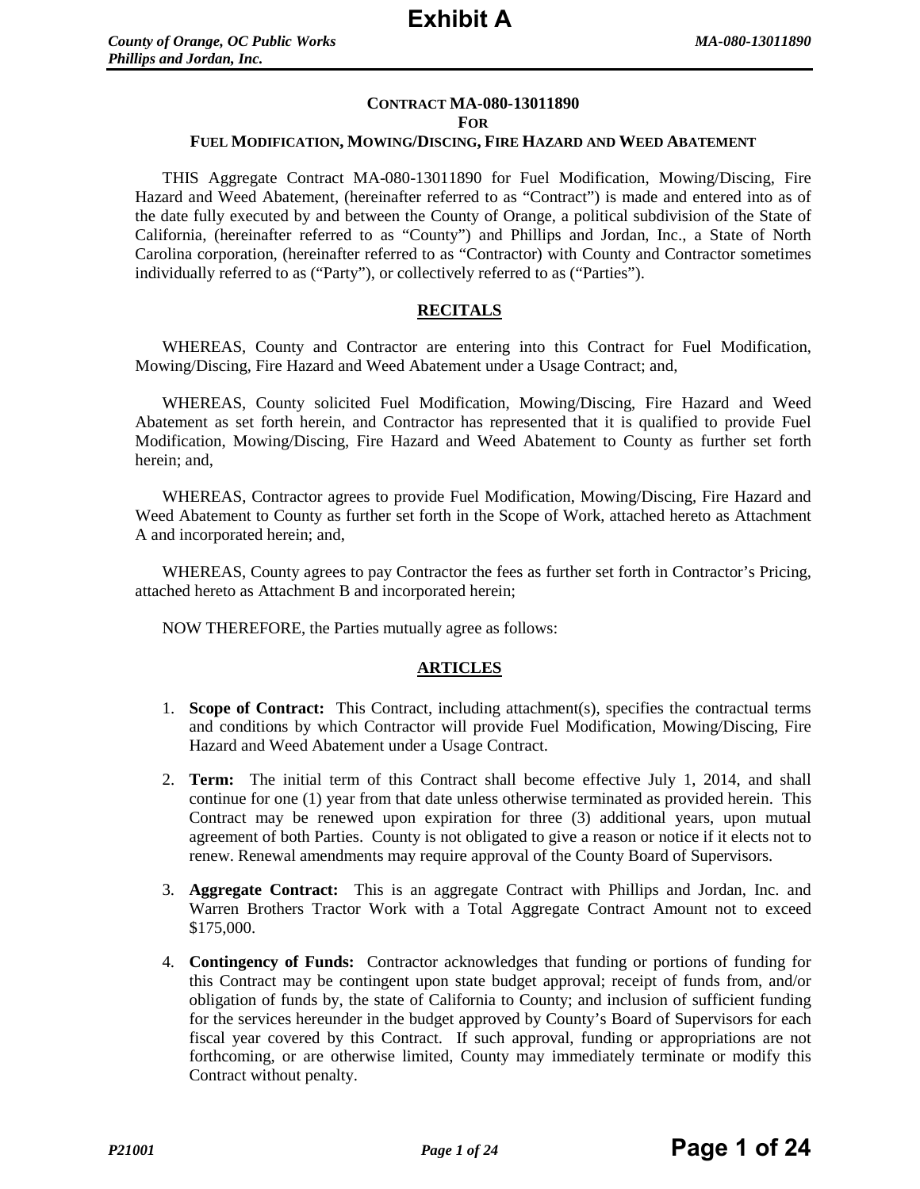# Contract MA-080-13011890
## For
## Fuel Modification, Mowing/Discing, Fire Hazard and Weed Abatement

THIS Aggregate Contract MA-080-13011890 for Fuel Modification, Mowing/Discing, Fire Hazard and Weed Abatement, (hereinafter referred to as "Contract") is made and entered into as of the date fully executed by and between the County of Orange, a political subdivision of the State of California, (hereinafter referred to as "County") and Phillips and Jordan, Inc., a State of North Carolina corporation, (hereinafter referred to as "Contractor) with County and Contractor sometimes individually referred to as ("Party"), or collectively referred to as ("Parties").

## RECITALS

WHEREAS, County and Contractor are entering into this Contract for Fuel Modification, Mowing/Discing, Fire Hazard and Weed Abatement under a Usage Contract; and,

WHEREAS, County solicited Fuel Modification, Mowing/Discing, Fire Hazard and Weed Abatement as set forth herein, and Contractor has represented that it is qualified to provide Fuel Modification, Mowing/Discing, Fire Hazard and Weed Abatement to County as further set forth herein; and,

WHEREAS, Contractor agrees to provide Fuel Modification, Mowing/Discing, Fire Hazard and Weed Abatement to County as further set forth in the Scope of Work, attached hereto as Attachment A and incorporated herein; and,

WHEREAS, County agrees to pay Contractor the fees as further set forth in Contractor's Pricing, attached hereto as Attachment B and incorporated herein;

NOW THEREFORE, the Parties mutually agree as follows:

## ARTICLES

1. **Scope of Contract:** This Contract, including attachment(s), specifies the contractual terms and conditions by which Contractor will provide Fuel Modification, Mowing/Discing, Fire Hazard and Weed Abatement under a Usage Contract.

2. **Term:** The initial term of this Contract shall become effective July 1, 2014, and shall continue for one (1) year from that date unless otherwise terminated as provided herein. This Contract may be renewed upon expiration for three (3) additional years, upon mutual agreement of both Parties. County is not obligated to give a reason or notice if it elects not to renew. Renewal amendments may require approval of the County Board of Supervisors.

3. **Aggregate Contract:** This is an aggregate Contract with Phillips and Jordan, Inc. and Warren Brothers Tractor Work with a Total Aggregate Contract Amount not to exceed $175,000.

4. **Contingency of Funds:** Contractor acknowledges that funding or portions of funding for this Contract may be contingent upon state budget approval; receipt of funds from, and/or obligation of funds by, the state of California to County; and inclusion of sufficient funding for the services hereunder in the budget approved by County's Board of Supervisors for each fiscal year covered by this Contract. If such approval, funding or appropriations are not forthcoming, or are otherwise limited, County may immediately terminate or modify this Contract without penalty.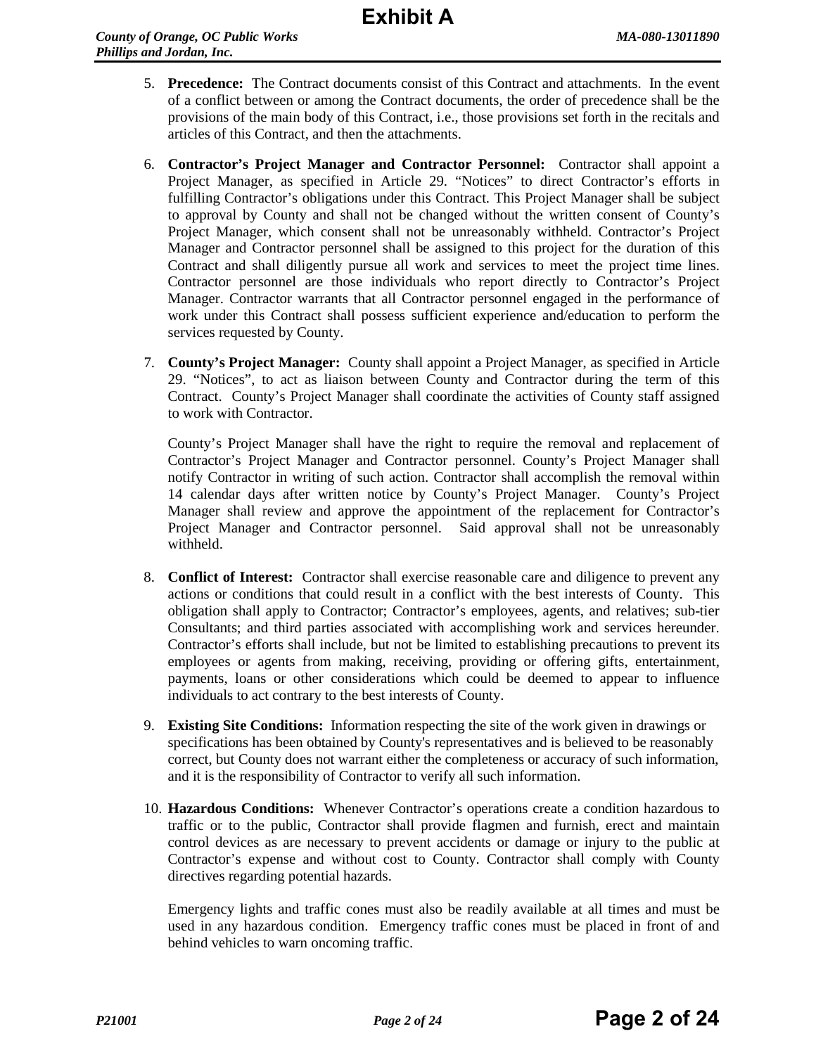5. **Precedence:** The Contract documents consist of this Contract and attachments. In the event of a conflict between or among the Contract documents, the order of precedence shall be the provisions of the main body of this Contract, i.e., those provisions set forth in the recitals and articles of this Contract, and then the attachments.

6. **Contractor's Project Manager and Contractor Personnel:** Contractor shall appoint a Project Manager, as specified in Article 29. "Notices" to direct Contractor's efforts in fulfilling Contractor's obligations under this Contract. This Project Manager shall be subject to approval by County and shall not be changed without the written consent of County's Project Manager, which consent shall not be unreasonably withheld. Contractor's Project Manager and Contractor personnel shall be assigned to this project for the duration of this Contract and shall diligently pursue all work and services to meet the project time lines. Contractor personnel are those individuals who report directly to Contractor's Project Manager. Contractor warrants that all Contractor personnel engaged in the performance of work under this Contract shall possess sufficient experience and/education to perform the services requested by County.

7. **County's Project Manager:** County shall appoint a Project Manager, as specified in Article 29. "Notices", to act as liaison between County and Contractor during the term of this Contract. County's Project Manager shall coordinate the activities of County staff assigned to work with Contractor.

   County's Project Manager shall have the right to require the removal and replacement of Contractor's Project Manager and Contractor personnel. County's Project Manager shall notify Contractor in writing of such action. Contractor shall accomplish the removal within 14 calendar days after written notice by County's Project Manager. County's Project Manager shall review and approve the appointment of the replacement for Contractor's Project Manager and Contractor personnel. Said approval shall not be unreasonably withheld.

8. **Conflict of Interest:** Contractor shall exercise reasonable care and diligence to prevent any actions or conditions that could result in a conflict with the best interests of County. This obligation shall apply to Contractor; Contractor's employees, agents, and relatives; sub-tier Consultants; and third parties associated with accomplishing work and services hereunder. Contractor's efforts shall include, but not be limited to establishing precautions to prevent its employees or agents from making, receiving, providing or offering gifts, entertainment, payments, loans or other considerations which could be deemed to appear to influence individuals to act contrary to the best interests of County.

9. **Existing Site Conditions:** Information respecting the site of the work given in drawings or specifications has been obtained by County's representatives and is believed to be reasonably correct, but County does not warrant either the completeness or accuracy of such information, and it is the responsibility of Contractor to verify all such information.

10. **Hazardous Conditions:** Whenever Contractor's operations create a condition hazardous to traffic or to the public, Contractor shall provide flagmen and furnish, erect and maintain control devices as are necessary to prevent accidents or damage or injury to the public at Contractor's expense and without cost to County. Contractor shall comply with County directives regarding potential hazards.

    Emergency lights and traffic cones must also be readily available at all times and must be used in any hazardous condition. Emergency traffic cones must be placed in front of and behind vehicles to warn oncoming traffic.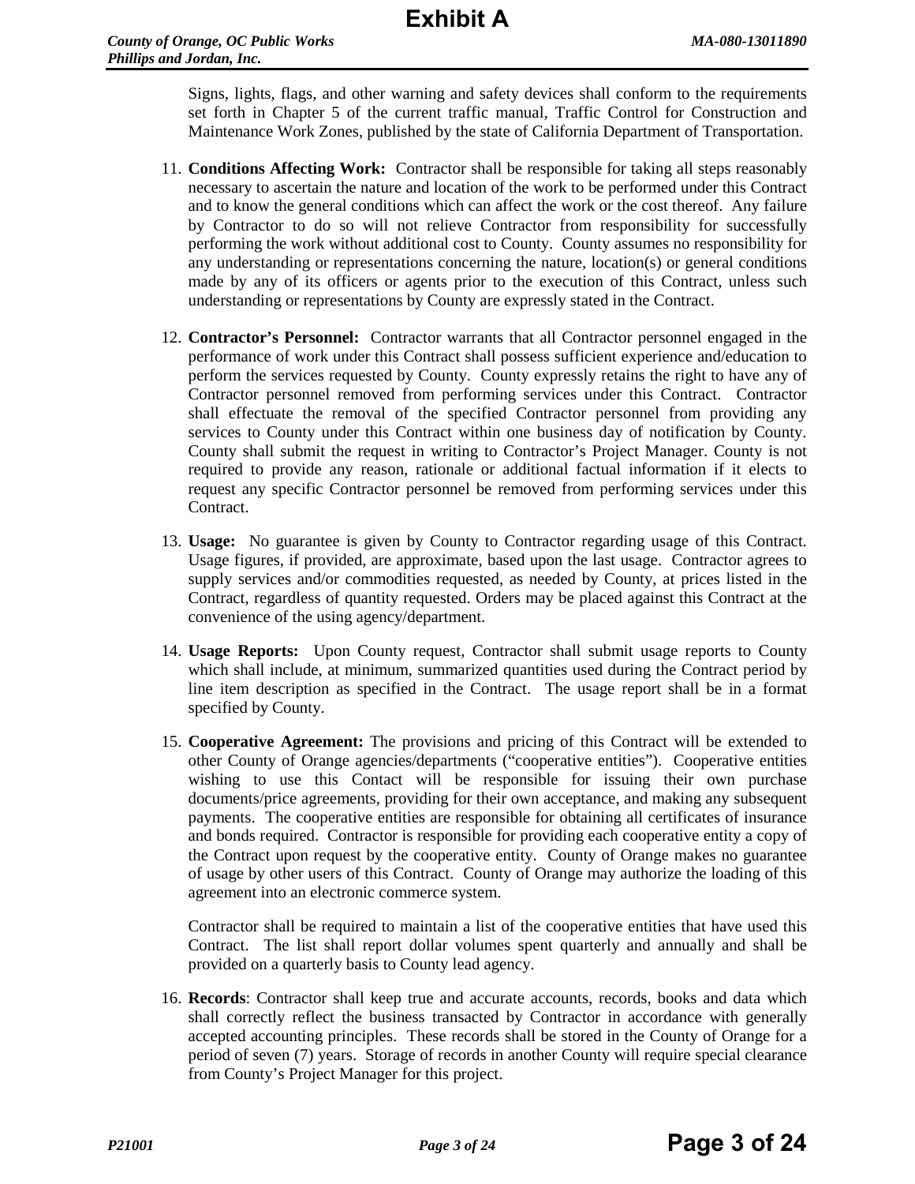Signs, lights, flags, and other warning and safety devices shall conform to the requirements set forth in Chapter 5 of the current traffic manual, Traffic Control for Construction and Maintenance Work Zones, published by the state of California Department of Transportation.

11. **Conditions Affecting Work:** Contractor shall be responsible for taking all steps reasonably necessary to ascertain the nature and location of the work to be performed under this Contract and to know the general conditions which can affect the work or the cost thereof. Any failure by Contractor to do so will not relieve Contractor from responsibility for successfully performing the work without additional cost to County. County assumes no responsibility for any understanding or representations concerning the nature, location(s) or general conditions made by any of its officers or agents prior to the execution of this Contract, unless such understanding or representations by County are expressly stated in the Contract.

12. **Contractor's Personnel:** Contractor warrants that all Contractor personnel engaged in the performance of work under this Contract shall possess sufficient experience and/education to perform the services requested by County. County expressly retains the right to have any of Contractor personnel removed from performing services under this Contract. Contractor shall effectuate the removal of the specified Contractor personnel from providing any services to County under this Contract within one business day of notification by County. County shall submit the request in writing to Contractor's Project Manager. County is not required to provide any reason, rationale or additional factual information if it elects to request any specific Contractor personnel be removed from performing services under this Contract.

13. **Usage:** No guarantee is given by County to Contractor regarding usage of this Contract. Usage figures, if provided, are approximate, based upon the last usage. Contractor agrees to supply services and/or commodities requested, as needed by County, at prices listed in the Contract, regardless of quantity requested. Orders may be placed against this Contract at the convenience of the using agency/department.

14. **Usage Reports:** Upon County request, Contractor shall submit usage reports to County which shall include, at minimum, summarized quantities used during the Contract period by line item description as specified in the Contract. The usage report shall be in a format specified by County.

15. **Cooperative Agreement:** The provisions and pricing of this Contract will be extended to other County of Orange agencies/departments ("cooperative entities"). Cooperative entities wishing to use this Contact will be responsible for issuing their own purchase documents/price agreements, providing for their own acceptance, and making any subsequent payments. The cooperative entities are responsible for obtaining all certificates of insurance and bonds required. Contractor is responsible for providing each cooperative entity a copy of the Contract upon request by the cooperative entity. County of Orange makes no guarantee of usage by other users of this Contract. County of Orange may authorize the loading of this agreement into an electronic commerce system.

    Contractor shall be required to maintain a list of the cooperative entities that have used this Contract. The list shall report dollar volumes spent quarterly and annually and shall be provided on a quarterly basis to County lead agency.

16. **Records**: Contractor shall keep true and accurate accounts, records, books and data which shall correctly reflect the business transacted by Contractor in accordance with generally accepted accounting principles. These records shall be stored in the County of Orange for a period of seven (7) years. Storage of records in another County will require special clearance from County's Project Manager for this project.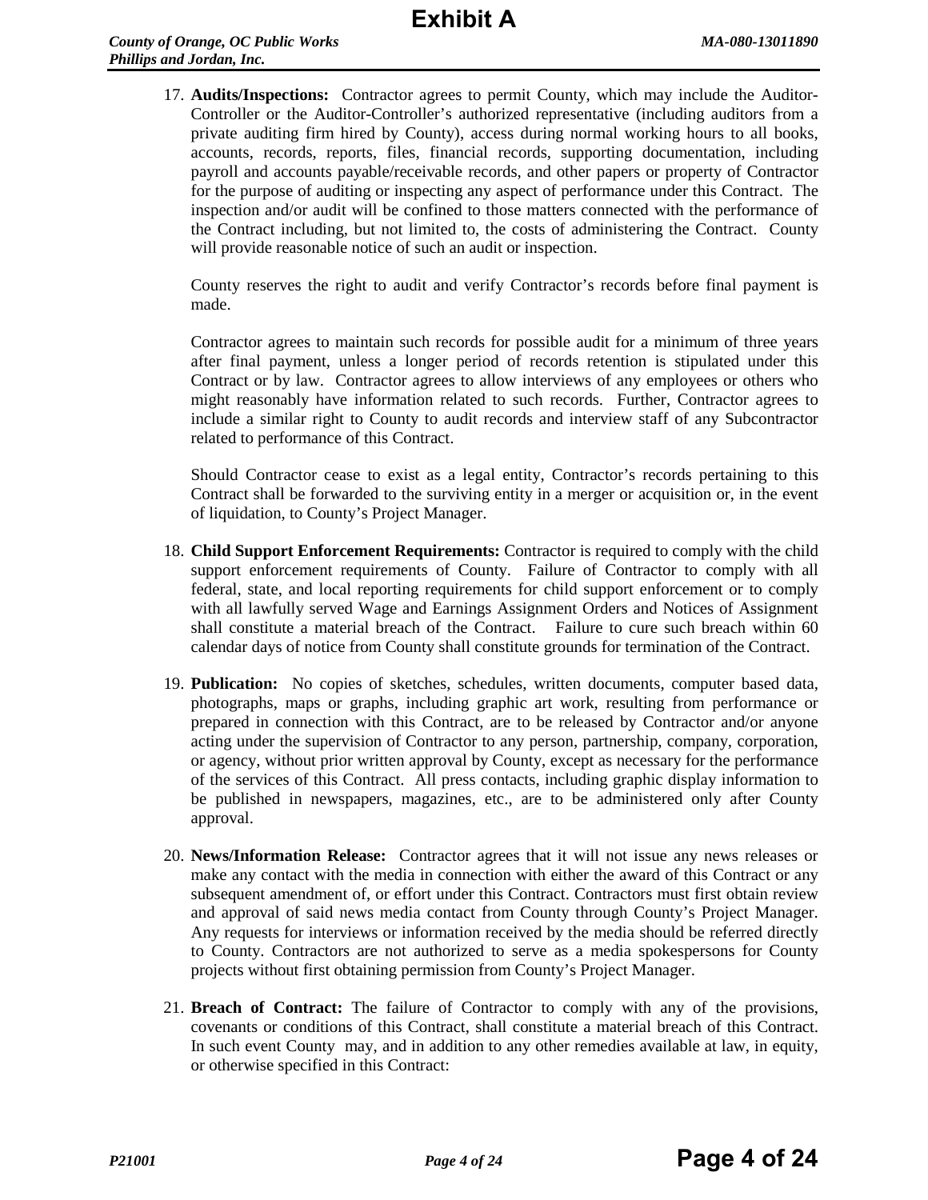17. **Audits/Inspections:** Contractor agrees to permit County, which may include the Auditor-Controller or the Auditor-Controller's authorized representative (including auditors from a private auditing firm hired by County), access during normal working hours to all books, accounts, records, reports, files, financial records, supporting documentation, including payroll and accounts payable/receivable records, and other papers or property of Contractor for the purpose of auditing or inspecting any aspect of performance under this Contract. The inspection and/or audit will be confined to those matters connected with the performance of the Contract including, but not limited to, the costs of administering the Contract. County will provide reasonable notice of such an audit or inspection.

    County reserves the right to audit and verify Contractor's records before final payment is made.

    Contractor agrees to maintain such records for possible audit for a minimum of three years after final payment, unless a longer period of records retention is stipulated under this Contract or by law. Contractor agrees to allow interviews of any employees or others who might reasonably have information related to such records. Further, Contractor agrees to include a similar right to County to audit records and interview staff of any Subcontractor related to performance of this Contract.

    Should Contractor cease to exist as a legal entity, Contractor's records pertaining to this Contract shall be forwarded to the surviving entity in a merger or acquisition or, in the event of liquidation, to County's Project Manager.

18. **Child Support Enforcement Requirements:** Contractor is required to comply with the child support enforcement requirements of County. Failure of Contractor to comply with all federal, state, and local reporting requirements for child support enforcement or to comply with all lawfully served Wage and Earnings Assignment Orders and Notices of Assignment shall constitute a material breach of the Contract. Failure to cure such breach within 60 calendar days of notice from County shall constitute grounds for termination of the Contract.

19. **Publication:** No copies of sketches, schedules, written documents, computer based data, photographs, maps or graphs, including graphic art work, resulting from performance or prepared in connection with this Contract, are to be released by Contractor and/or anyone acting under the supervision of Contractor to any person, partnership, company, corporation, or agency, without prior written approval by County, except as necessary for the performance of the services of this Contract. All press contacts, including graphic display information to be published in newspapers, magazines, etc., are to be administered only after County approval.

20. **News/Information Release:** Contractor agrees that it will not issue any news releases or make any contact with the media in connection with either the award of this Contract or any subsequent amendment of, or effort under this Contract. Contractors must first obtain review and approval of said news media contact from County through County's Project Manager. Any requests for interviews or information received by the media should be referred directly to County. Contractors are not authorized to serve as a media spokespersons for County projects without first obtaining permission from County's Project Manager.

21. **Breach of Contract:** The failure of Contractor to comply with any of the provisions, covenants or conditions of this Contract, shall constitute a material breach of this Contract. In such event County may, and in addition to any other remedies available at law, in equity, or otherwise specified in this Contract: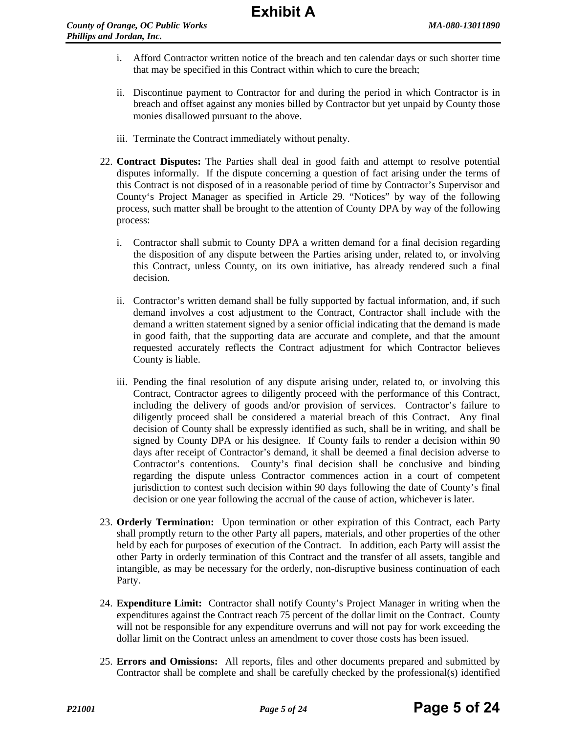i. Afford Contractor written notice of the breach and ten calendar days or such shorter time that may be specified in this Contract within which to cure the breach;

ii. Discontinue payment to Contractor for and during the period in which Contractor is in breach and offset against any monies billed by Contractor but yet unpaid by County those monies disallowed pursuant to the above.

iii. Terminate the Contract immediately without penalty.

22. **Contract Disputes:** The Parties shall deal in good faith and attempt to resolve potential disputes informally. If the dispute concerning a question of fact arising under the terms of this Contract is not disposed of in a reasonable period of time by Contractor's Supervisor and County's Project Manager as specified in Article 29. "Notices" by way of the following process, such matter shall be brought to the attention of County DPA by way of the following process:

    i. Contractor shall submit to County DPA a written demand for a final decision regarding the disposition of any dispute between the Parties arising under, related to, or involving this Contract, unless County, on its own initiative, has already rendered such a final decision.

    ii. Contractor's written demand shall be fully supported by factual information, and, if such demand involves a cost adjustment to the Contract, Contractor shall include with the demand a written statement signed by a senior official indicating that the demand is made in good faith, that the supporting data are accurate and complete, and that the amount requested accurately reflects the Contract adjustment for which Contractor believes County is liable.

    iii. Pending the final resolution of any dispute arising under, related to, or involving this Contract, Contractor agrees to diligently proceed with the performance of this Contract, including the delivery of goods and/or provision of services. Contractor's failure to diligently proceed shall be considered a material breach of this Contract. Any final decision of County shall be expressly identified as such, shall be in writing, and shall be signed by County DPA or his designee. If County fails to render a decision within 90 days after receipt of Contractor's demand, it shall be deemed a final decision adverse to Contractor's contentions. County's final decision shall be conclusive and binding regarding the dispute unless Contractor commences action in a court of competent jurisdiction to contest such decision within 90 days following the date of County's final decision or one year following the accrual of the cause of action, whichever is later.

23. **Orderly Termination:** Upon termination or other expiration of this Contract, each Party shall promptly return to the other Party all papers, materials, and other properties of the other held by each for purposes of execution of the Contract. In addition, each Party will assist the other Party in orderly termination of this Contract and the transfer of all assets, tangible and intangible, as may be necessary for the orderly, non-disruptive business continuation of each Party.

24. **Expenditure Limit:** Contractor shall notify County's Project Manager in writing when the expenditures against the Contract reach 75 percent of the dollar limit on the Contract. County will not be responsible for any expenditure overruns and will not pay for work exceeding the dollar limit on the Contract unless an amendment to cover those costs has been issued.

25. **Errors and Omissions:** All reports, files and other documents prepared and submitted by Contractor shall be complete and shall be carefully checked by the professional(s) identified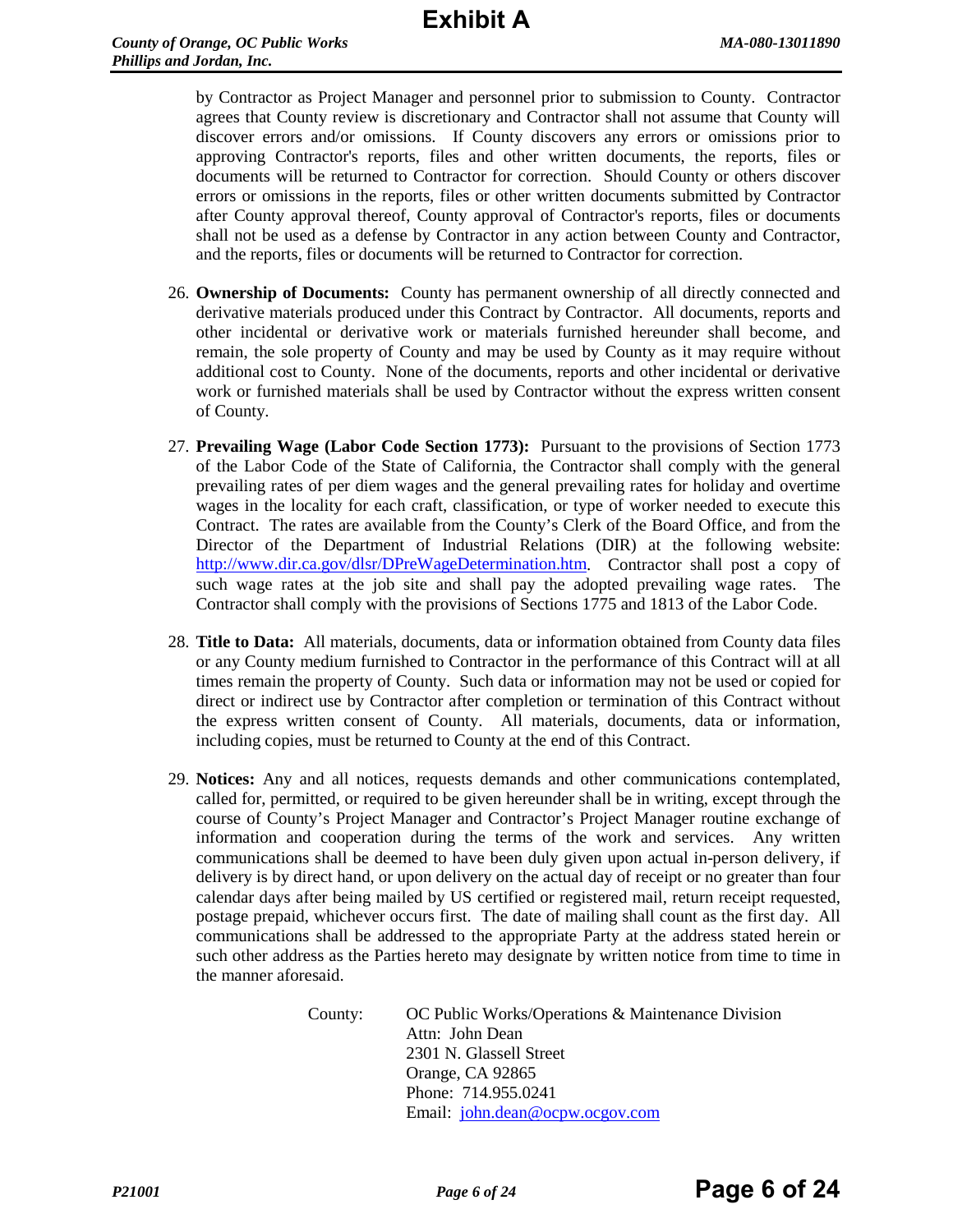by Contractor as Project Manager and personnel prior to submission to County. Contractor agrees that County review is discretionary and Contractor shall not assume that County will discover errors and/or omissions. If County discovers any errors or omissions prior to approving Contractor's reports, files and other written documents, the reports, files or documents will be returned to Contractor for correction. Should County or others discover errors or omissions in the reports, files or other written documents submitted by Contractor after County approval thereof, County approval of Contractor's reports, files or documents shall not be used as a defense by Contractor in any action between County and Contractor, and the reports, files or documents will be returned to Contractor for correction.

26. **Ownership of Documents:** County has permanent ownership of all directly connected and derivative materials produced under this Contract by Contractor. All documents, reports and other incidental or derivative work or materials furnished hereunder shall become, and remain, the sole property of County and may be used by County as it may require without additional cost to County. None of the documents, reports and other incidental or derivative work or furnished materials shall be used by Contractor without the express written consent of County.

27. **Prevailing Wage (Labor Code Section 1773):** Pursuant to the provisions of Section 1773 of the Labor Code of the State of California, the Contractor shall comply with the general prevailing rates of per diem wages and the general prevailing rates for holiday and overtime wages in the locality for each craft, classification, or type of worker needed to execute this Contract. The rates are available from the County's Clerk of the Board Office, and from the Director of the Department of Industrial Relations (DIR) at the following website: http://www.dir.ca.gov/dlsr/DPreWageDetermination.htm. Contractor shall post a copy of such wage rates at the job site and shall pay the adopted prevailing wage rates. The Contractor shall comply with the provisions of Sections 1775 and 1813 of the Labor Code.

28. **Title to Data:** All materials, documents, data or information obtained from County data files or any County medium furnished to Contractor in the performance of this Contract will at all times remain the property of County. Such data or information may not be used or copied for direct or indirect use by Contractor after completion or termination of this Contract without the express written consent of County. All materials, documents, data or information, including copies, must be returned to County at the end of this Contract.

29. **Notices:** Any and all notices, requests demands and other communications contemplated, called for, permitted, or required to be given hereunder shall be in writing, except through the course of County's Project Manager and Contractor's Project Manager routine exchange of information and cooperation during the terms of the work and services. Any written communications shall be deemed to have been duly given upon actual in-person delivery, if delivery is by direct hand, or upon delivery on the actual day of receipt or no greater than four calendar days after being mailed by US certified or registered mail, return receipt requested, postage prepaid, whichever occurs first. The date of mailing shall count as the first day. All communications shall be addressed to the appropriate Party at the address stated herein or such other address as the Parties hereto may designate by written notice from time to time in the manner aforesaid.

    County: OC Public Works/Operations & Maintenance Division
    Attn: John Dean
    2301 N. Glassell Street
    Orange, CA 92865
    Phone: 714.955.0241
    Email: john.dean@ocpw.ocgov.com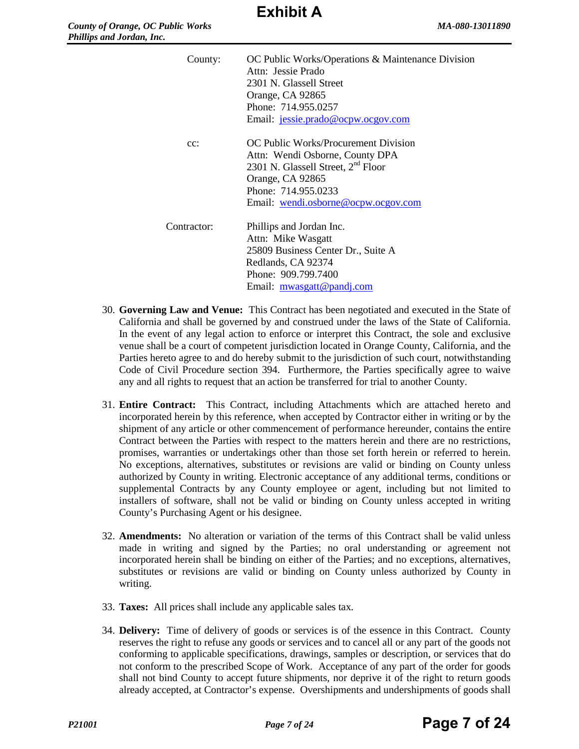| | |
|---|---|
| County: | OC Public Works/Operations & Maintenance Division<br>Attn: Jessie Prado<br>2301 N. Glassell Street<br>Orange, CA 92865<br>Phone: 714.955.0257<br>Email: jessie.prado@ocpw.ocgov.com |
| cc: | OC Public Works/Procurement Division<br>Attn: Wendi Osborne, County DPA<br>2301 N. Glassell Street, 2nd Floor<br>Orange, CA 92865<br>Phone: 714.955.0233<br>Email: wendi.osborne@ocpw.ocgov.com |
| Contractor: | Phillips and Jordan Inc.<br>Attn: Mike Wasgatt<br>25809 Business Center Dr., Suite A<br>Redlands, CA 92374<br>Phone: 909.799.7400<br>Email: mwasgatt@pandj.com |

30. **Governing Law and Venue:** This Contract has been negotiated and executed in the State of California and shall be governed by and construed under the laws of the State of California. In the event of any legal action to enforce or interpret this Contract, the sole and exclusive venue shall be a court of competent jurisdiction located in Orange County, California, and the Parties hereto agree to and do hereby submit to the jurisdiction of such court, notwithstanding Code of Civil Procedure section 394. Furthermore, the Parties specifically agree to waive any and all rights to request that an action be transferred for trial to another County.

31. **Entire Contract:** This Contract, including Attachments which are attached hereto and incorporated herein by this reference, when accepted by Contractor either in writing or by the shipment of any article or other commencement of performance hereunder, contains the entire Contract between the Parties with respect to the matters herein and there are no restrictions, promises, warranties or undertakings other than those set forth herein or referred to herein. No exceptions, alternatives, substitutes or revisions are valid or binding on County unless authorized by County in writing. Electronic acceptance of any additional terms, conditions or supplemental Contracts by any County employee or agent, including but not limited to installers of software, shall not be valid or binding on County unless accepted in writing County's Purchasing Agent or his designee.

32. **Amendments:** No alteration or variation of the terms of this Contract shall be valid unless made in writing and signed by the Parties; no oral understanding or agreement not incorporated herein shall be binding on either of the Parties; and no exceptions, alternatives, substitutes or revisions are valid or binding on County unless authorized by County in writing.

33. **Taxes:** All prices shall include any applicable sales tax.

34. **Delivery:** Time of delivery of goods or services is of the essence in this Contract. County reserves the right to refuse any goods or services and to cancel all or any part of the goods not conforming to applicable specifications, drawings, samples or description, or services that do not conform to the prescribed Scope of Work. Acceptance of any part of the order for goods shall not bind County to accept future shipments, nor deprive it of the right to return goods already accepted, at Contractor's expense. Overshipments and undershipments of goods shall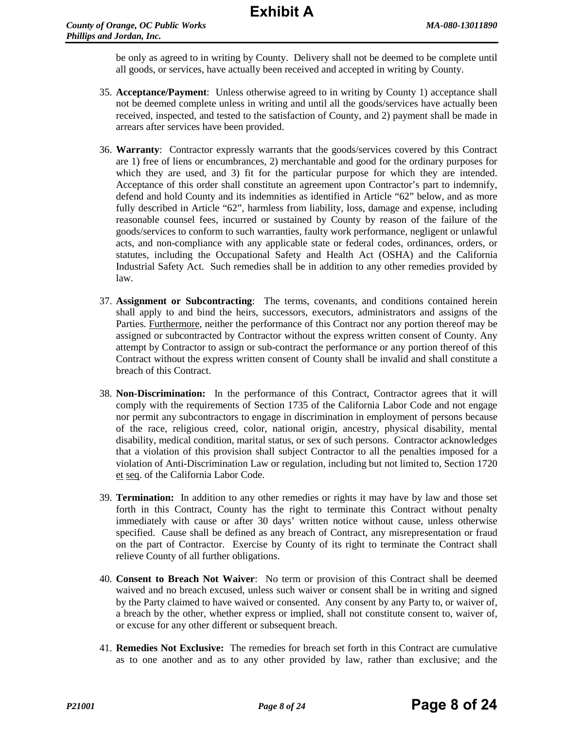be only as agreed to in writing by County. Delivery shall not be deemed to be complete until all goods, or services, have actually been received and accepted in writing by County.

35. **Acceptance/Payment**: Unless otherwise agreed to in writing by County 1) acceptance shall not be deemed complete unless in writing and until all the goods/services have actually been received, inspected, and tested to the satisfaction of County, and 2) payment shall be made in arrears after services have been provided.

36. **Warranty**: Contractor expressly warrants that the goods/services covered by this Contract are 1) free of liens or encumbrances, 2) merchantable and good for the ordinary purposes for which they are used, and 3) fit for the particular purpose for which they are intended. Acceptance of this order shall constitute an agreement upon Contractor's part to indemnify, defend and hold County and its indemnities as identified in Article "62" below, and as more fully described in Article "62", harmless from liability, loss, damage and expense, including reasonable counsel fees, incurred or sustained by County by reason of the failure of the goods/services to conform to such warranties, faulty work performance, negligent or unlawful acts, and non-compliance with any applicable state or federal codes, ordinances, orders, or statutes, including the Occupational Safety and Health Act (OSHA) and the California Industrial Safety Act. Such remedies shall be in addition to any other remedies provided by law.

37. **Assignment or Subcontracting**: The terms, covenants, and conditions contained herein shall apply to and bind the heirs, successors, executors, administrators and assigns of the Parties. Furthermore, neither the performance of this Contract nor any portion thereof may be assigned or subcontracted by Contractor without the express written consent of County. Any attempt by Contractor to assign or sub-contract the performance or any portion thereof of this Contract without the express written consent of County shall be invalid and shall constitute a breach of this Contract.

38. **Non-Discrimination:** In the performance of this Contract, Contractor agrees that it will comply with the requirements of Section 1735 of the California Labor Code and not engage nor permit any subcontractors to engage in discrimination in employment of persons because of the race, religious creed, color, national origin, ancestry, physical disability, mental disability, medical condition, marital status, or sex of such persons. Contractor acknowledges that a violation of this provision shall subject Contractor to all the penalties imposed for a violation of Anti-Discrimination Law or regulation, including but not limited to, Section 1720 et seq. of the California Labor Code.

39. **Termination:** In addition to any other remedies or rights it may have by law and those set forth in this Contract, County has the right to terminate this Contract without penalty immediately with cause or after 30 days' written notice without cause, unless otherwise specified. Cause shall be defined as any breach of Contract, any misrepresentation or fraud on the part of Contractor. Exercise by County of its right to terminate the Contract shall relieve County of all further obligations.

40. **Consent to Breach Not Waiver**: No term or provision of this Contract shall be deemed waived and no breach excused, unless such waiver or consent shall be in writing and signed by the Party claimed to have waived or consented. Any consent by any Party to, or waiver of, a breach by the other, whether express or implied, shall not constitute consent to, waiver of, or excuse for any other different or subsequent breach.

41. **Remedies Not Exclusive:** The remedies for breach set forth in this Contract are cumulative as to one another and as to any other provided by law, rather than exclusive; and the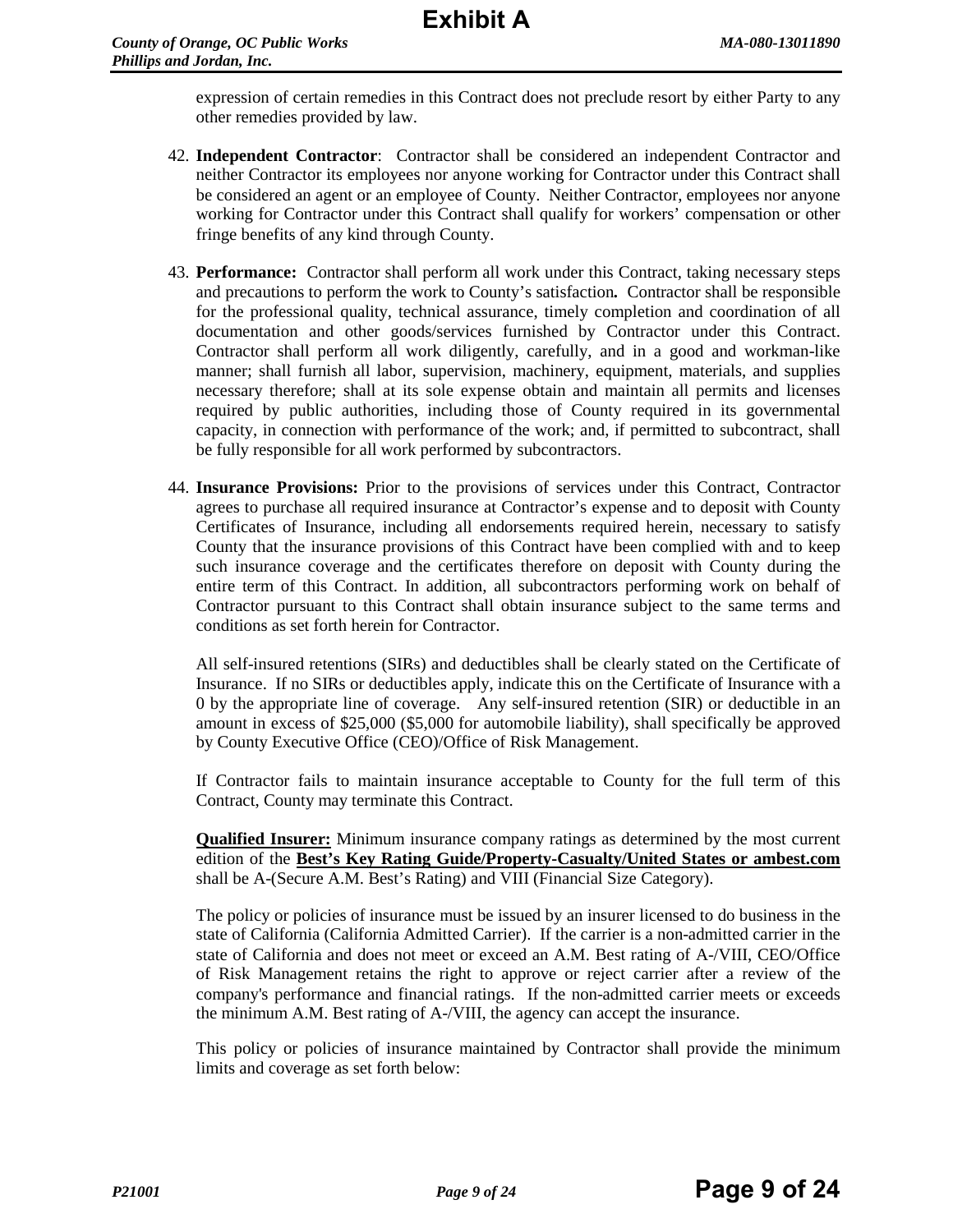expression of certain remedies in this Contract does not preclude resort by either Party to any other remedies provided by law.

42. **Independent Contractor**: Contractor shall be considered an independent Contractor and neither Contractor its employees nor anyone working for Contractor under this Contract shall be considered an agent or an employee of County. Neither Contractor, employees nor anyone working for Contractor under this Contract shall qualify for workers' compensation or other fringe benefits of any kind through County.

43. **Performance:** Contractor shall perform all work under this Contract, taking necessary steps and precautions to perform the work to County's satisfaction**.** Contractor shall be responsible for the professional quality, technical assurance, timely completion and coordination of all documentation and other goods/services furnished by Contractor under this Contract. Contractor shall perform all work diligently, carefully, and in a good and workman-like manner; shall furnish all labor, supervision, machinery, equipment, materials, and supplies necessary therefore; shall at its sole expense obtain and maintain all permits and licenses required by public authorities, including those of County required in its governmental capacity, in connection with performance of the work; and, if permitted to subcontract, shall be fully responsible for all work performed by subcontractors.

44. **Insurance Provisions:** Prior to the provisions of services under this Contract, Contractor agrees to purchase all required insurance at Contractor's expense and to deposit with County Certificates of Insurance, including all endorsements required herein, necessary to satisfy County that the insurance provisions of this Contract have been complied with and to keep such insurance coverage and the certificates therefore on deposit with County during the entire term of this Contract. In addition, all subcontractors performing work on behalf of Contractor pursuant to this Contract shall obtain insurance subject to the same terms and conditions as set forth herein for Contractor.

    All self-insured retentions (SIRs) and deductibles shall be clearly stated on the Certificate of Insurance. If no SIRs or deductibles apply, indicate this on the Certificate of Insurance with a 0 by the appropriate line of coverage. Any self-insured retention (SIR) or deductible in an amount in excess of $25,000 ($5,000 for automobile liability), shall specifically be approved by County Executive Office (CEO)/Office of Risk Management.

    If Contractor fails to maintain insurance acceptable to County for the full term of this Contract, County may terminate this Contract.

    **Qualified Insurer:** Minimum insurance company ratings as determined by the most current edition of the **Best's Key Rating Guide/Property-Casualty/United States or ambest.com** shall be A-(Secure A.M. Best's Rating) and VIII (Financial Size Category).

    The policy or policies of insurance must be issued by an insurer licensed to do business in the state of California (California Admitted Carrier). If the carrier is a non-admitted carrier in the state of California and does not meet or exceed an A.M. Best rating of A-/VIII, CEO/Office of Risk Management retains the right to approve or reject carrier after a review of the company's performance and financial ratings. If the non-admitted carrier meets or exceeds the minimum A.M. Best rating of A-/VIII, the agency can accept the insurance.

    This policy or policies of insurance maintained by Contractor shall provide the minimum limits and coverage as set forth below: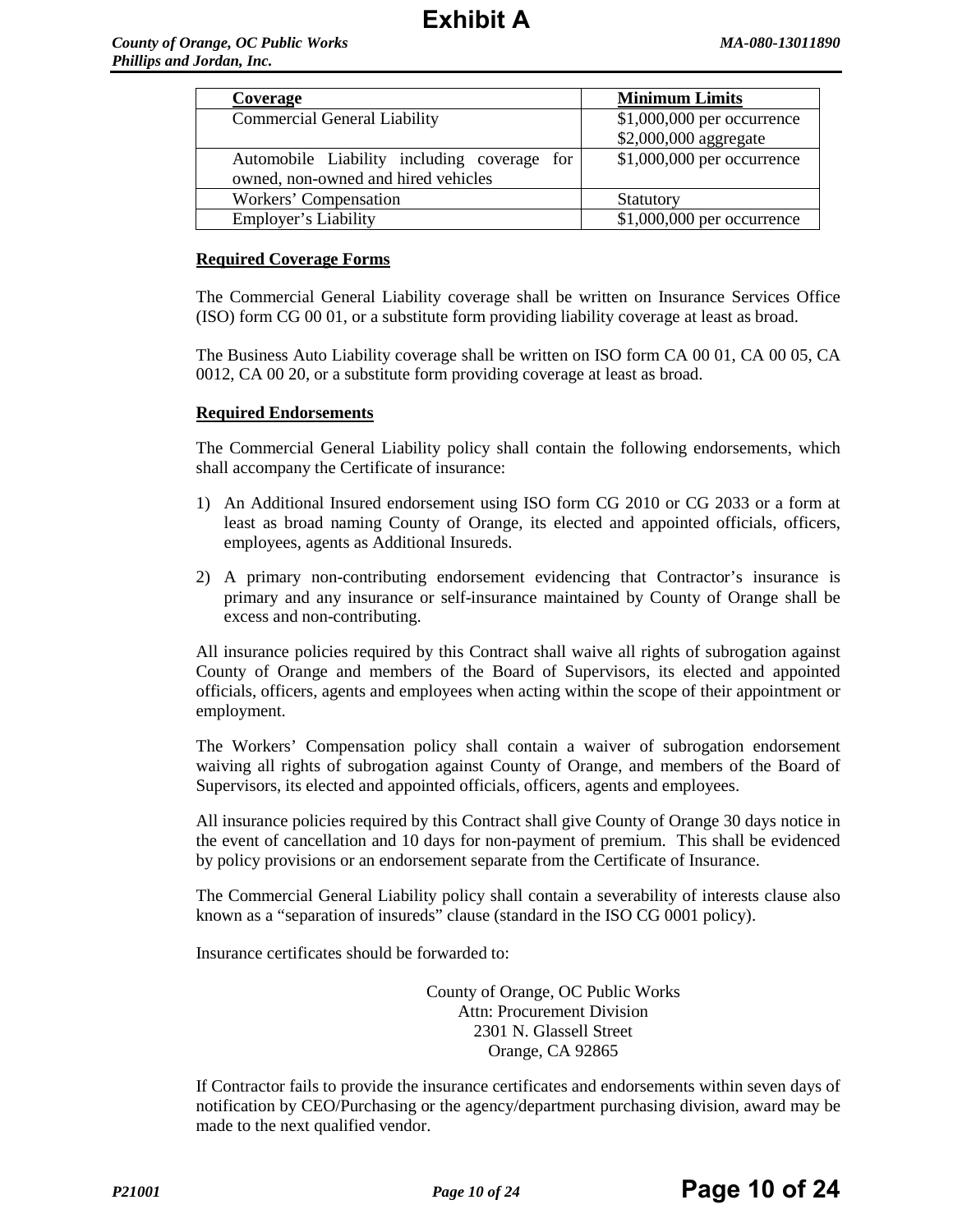| Coverage | Minimum Limits |
| --- | --- |
| Commercial General Liability | $1,000,000 per occurrence<br>$2,000,000 aggregate |
| Automobile Liability including coverage for owned, non-owned and hired vehicles | $1,000,000 per occurrence |
| Workers' Compensation | Statutory |
| Employer's Liability | $1,000,000 per occurrence |

**Required Coverage Forms**

The Commercial General Liability coverage shall be written on Insurance Services Office (ISO) form CG 00 01, or a substitute form providing liability coverage at least as broad.

The Business Auto Liability coverage shall be written on ISO form CA 00 01, CA 00 05, CA 0012, CA 00 20, or a substitute form providing coverage at least as broad.

**Required Endorsements**

The Commercial General Liability policy shall contain the following endorsements, which shall accompany the Certificate of insurance:

1) An Additional Insured endorsement using ISO form CG 2010 or CG 2033 or a form at least as broad naming County of Orange, its elected and appointed officials, officers, employees, agents as Additional Insureds.

2) A primary non-contributing endorsement evidencing that Contractor's insurance is primary and any insurance or self-insurance maintained by County of Orange shall be excess and non-contributing.

All insurance policies required by this Contract shall waive all rights of subrogation against County of Orange and members of the Board of Supervisors, its elected and appointed officials, officers, agents and employees when acting within the scope of their appointment or employment.

The Workers' Compensation policy shall contain a waiver of subrogation endorsement waiving all rights of subrogation against County of Orange, and members of the Board of Supervisors, its elected and appointed officials, officers, agents and employees.

All insurance policies required by this Contract shall give County of Orange 30 days notice in the event of cancellation and 10 days for non-payment of premium. This shall be evidenced by policy provisions or an endorsement separate from the Certificate of Insurance.

The Commercial General Liability policy shall contain a severability of interests clause also known as a "separation of insureds" clause (standard in the ISO CG 0001 policy).

Insurance certificates should be forwarded to:

County of Orange, OC Public Works
Attn: Procurement Division
2301 N. Glassell Street
Orange, CA 92865

If Contractor fails to provide the insurance certificates and endorsements within seven days of notification by CEO/Purchasing or the agency/department purchasing division, award may be made to the next qualified vendor.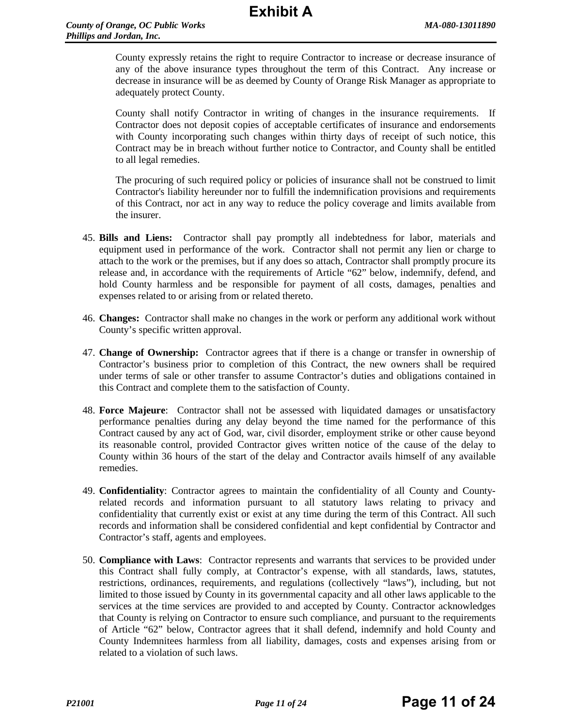County expressly retains the right to require Contractor to increase or decrease insurance of any of the above insurance types throughout the term of this Contract. Any increase or decrease in insurance will be as deemed by County of Orange Risk Manager as appropriate to adequately protect County.

County shall notify Contractor in writing of changes in the insurance requirements. If Contractor does not deposit copies of acceptable certificates of insurance and endorsements with County incorporating such changes within thirty days of receipt of such notice, this Contract may be in breach without further notice to Contractor, and County shall be entitled to all legal remedies.

The procuring of such required policy or policies of insurance shall not be construed to limit Contractor's liability hereunder nor to fulfill the indemnification provisions and requirements of this Contract, nor act in any way to reduce the policy coverage and limits available from the insurer.

45. **Bills and Liens:** Contractor shall pay promptly all indebtedness for labor, materials and equipment used in performance of the work. Contractor shall not permit any lien or charge to attach to the work or the premises, but if any does so attach, Contractor shall promptly procure its release and, in accordance with the requirements of Article "62" below, indemnify, defend, and hold County harmless and be responsible for payment of all costs, damages, penalties and expenses related to or arising from or related thereto.

46. **Changes:** Contractor shall make no changes in the work or perform any additional work without County's specific written approval.

47. **Change of Ownership:** Contractor agrees that if there is a change or transfer in ownership of Contractor's business prior to completion of this Contract, the new owners shall be required under terms of sale or other transfer to assume Contractor's duties and obligations contained in this Contract and complete them to the satisfaction of County.

48. **Force Majeure**: Contractor shall not be assessed with liquidated damages or unsatisfactory performance penalties during any delay beyond the time named for the performance of this Contract caused by any act of God, war, civil disorder, employment strike or other cause beyond its reasonable control, provided Contractor gives written notice of the cause of the delay to County within 36 hours of the start of the delay and Contractor avails himself of any available remedies.

49. **Confidentiality**: Contractor agrees to maintain the confidentiality of all County and County-related records and information pursuant to all statutory laws relating to privacy and confidentiality that currently exist or exist at any time during the term of this Contract. All such records and information shall be considered confidential and kept confidential by Contractor and Contractor's staff, agents and employees.

50. **Compliance with Laws**: Contractor represents and warrants that services to be provided under this Contract shall fully comply, at Contractor's expense, with all standards, laws, statutes, restrictions, ordinances, requirements, and regulations (collectively "laws"), including, but not limited to those issued by County in its governmental capacity and all other laws applicable to the services at the time services are provided to and accepted by County. Contractor acknowledges that County is relying on Contractor to ensure such compliance, and pursuant to the requirements of Article "62" below, Contractor agrees that it shall defend, indemnify and hold County and County Indemnitees harmless from all liability, damages, costs and expenses arising from or related to a violation of such laws.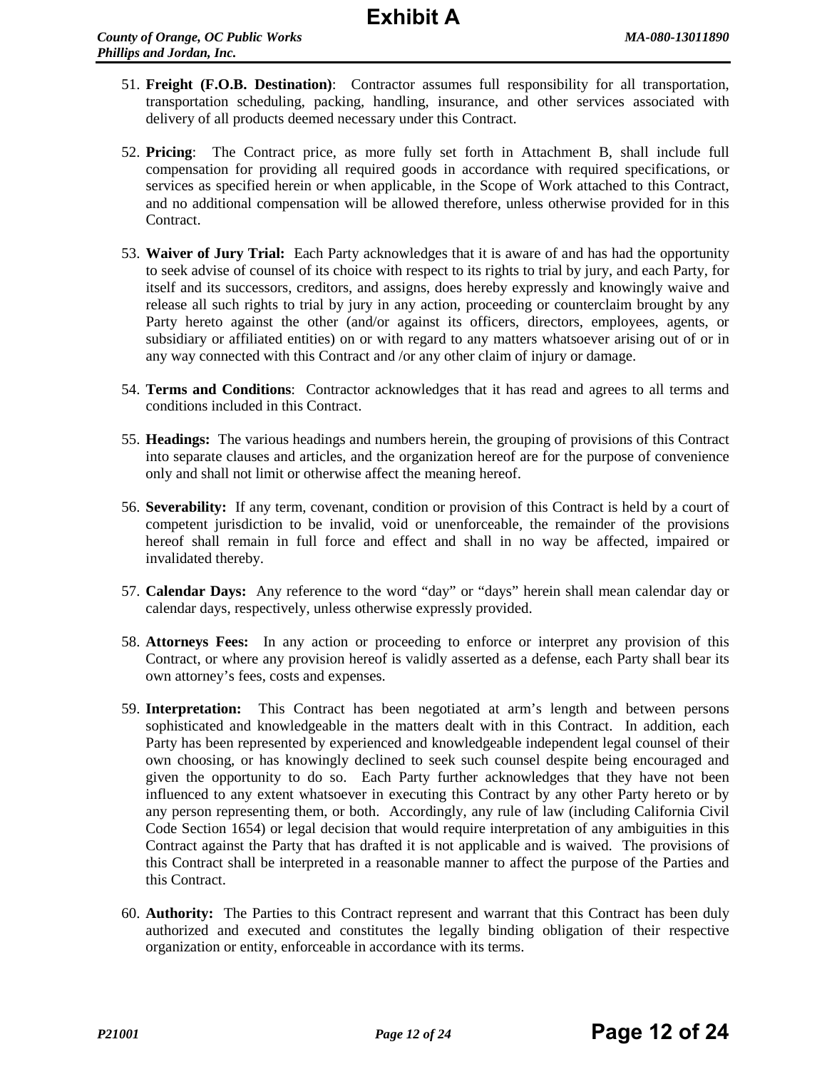51. **Freight (F.O.B. Destination)**: Contractor assumes full responsibility for all transportation, transportation scheduling, packing, handling, insurance, and other services associated with delivery of all products deemed necessary under this Contract.

52. **Pricing**: The Contract price, as more fully set forth in Attachment B, shall include full compensation for providing all required goods in accordance with required specifications, or services as specified herein or when applicable, in the Scope of Work attached to this Contract, and no additional compensation will be allowed therefore, unless otherwise provided for in this Contract.

53. **Waiver of Jury Trial:** Each Party acknowledges that it is aware of and has had the opportunity to seek advise of counsel of its choice with respect to its rights to trial by jury, and each Party, for itself and its successors, creditors, and assigns, does hereby expressly and knowingly waive and release all such rights to trial by jury in any action, proceeding or counterclaim brought by any Party hereto against the other (and/or against its officers, directors, employees, agents, or subsidiary or affiliated entities) on or with regard to any matters whatsoever arising out of or in any way connected with this Contract and /or any other claim of injury or damage.

54. **Terms and Conditions**: Contractor acknowledges that it has read and agrees to all terms and conditions included in this Contract.

55. **Headings:** The various headings and numbers herein, the grouping of provisions of this Contract into separate clauses and articles, and the organization hereof are for the purpose of convenience only and shall not limit or otherwise affect the meaning hereof.

56. **Severability:** If any term, covenant, condition or provision of this Contract is held by a court of competent jurisdiction to be invalid, void or unenforceable, the remainder of the provisions hereof shall remain in full force and effect and shall in no way be affected, impaired or invalidated thereby.

57. **Calendar Days:** Any reference to the word "day" or "days" herein shall mean calendar day or calendar days, respectively, unless otherwise expressly provided.

58. **Attorneys Fees:** In any action or proceeding to enforce or interpret any provision of this Contract, or where any provision hereof is validly asserted as a defense, each Party shall bear its own attorney's fees, costs and expenses.

59. **Interpretation:** This Contract has been negotiated at arm's length and between persons sophisticated and knowledgeable in the matters dealt with in this Contract. In addition, each Party has been represented by experienced and knowledgeable independent legal counsel of their own choosing, or has knowingly declined to seek such counsel despite being encouraged and given the opportunity to do so. Each Party further acknowledges that they have not been influenced to any extent whatsoever in executing this Contract by any other Party hereto or by any person representing them, or both. Accordingly, any rule of law (including California Civil Code Section 1654) or legal decision that would require interpretation of any ambiguities in this Contract against the Party that has drafted it is not applicable and is waived. The provisions of this Contract shall be interpreted in a reasonable manner to affect the purpose of the Parties and this Contract.

60. **Authority:** The Parties to this Contract represent and warrant that this Contract has been duly authorized and executed and constitutes the legally binding obligation of their respective organization or entity, enforceable in accordance with its terms.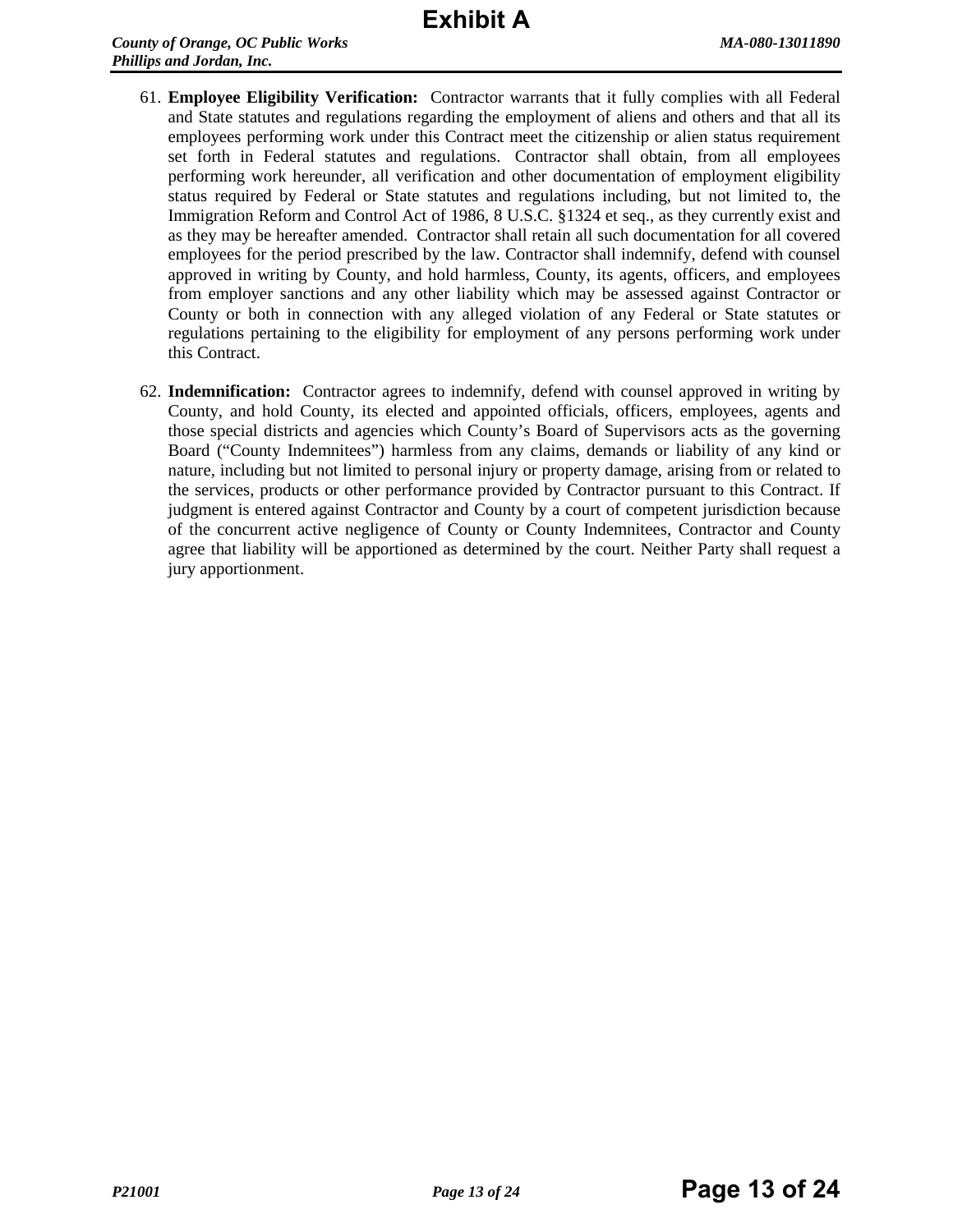61. **Employee Eligibility Verification:** Contractor warrants that it fully complies with all Federal and State statutes and regulations regarding the employment of aliens and others and that all its employees performing work under this Contract meet the citizenship or alien status requirement set forth in Federal statutes and regulations. Contractor shall obtain, from all employees performing work hereunder, all verification and other documentation of employment eligibility status required by Federal or State statutes and regulations including, but not limited to, the Immigration Reform and Control Act of 1986, 8 U.S.C. §1324 et seq., as they currently exist and as they may be hereafter amended. Contractor shall retain all such documentation for all covered employees for the period prescribed by the law. Contractor shall indemnify, defend with counsel approved in writing by County, and hold harmless, County, its agents, officers, and employees from employer sanctions and any other liability which may be assessed against Contractor or County or both in connection with any alleged violation of any Federal or State statutes or regulations pertaining to the eligibility for employment of any persons performing work under this Contract.

62. **Indemnification:** Contractor agrees to indemnify, defend with counsel approved in writing by County, and hold County, its elected and appointed officials, officers, employees, agents and those special districts and agencies which County's Board of Supervisors acts as the governing Board ("County Indemnitees") harmless from any claims, demands or liability of any kind or nature, including but not limited to personal injury or property damage, arising from or related to the services, products or other performance provided by Contractor pursuant to this Contract. If judgment is entered against Contractor and County by a court of competent jurisdiction because of the concurrent active negligence of County or County Indemnitees, Contractor and County agree that liability will be apportioned as determined by the court. Neither Party shall request a jury apportionment.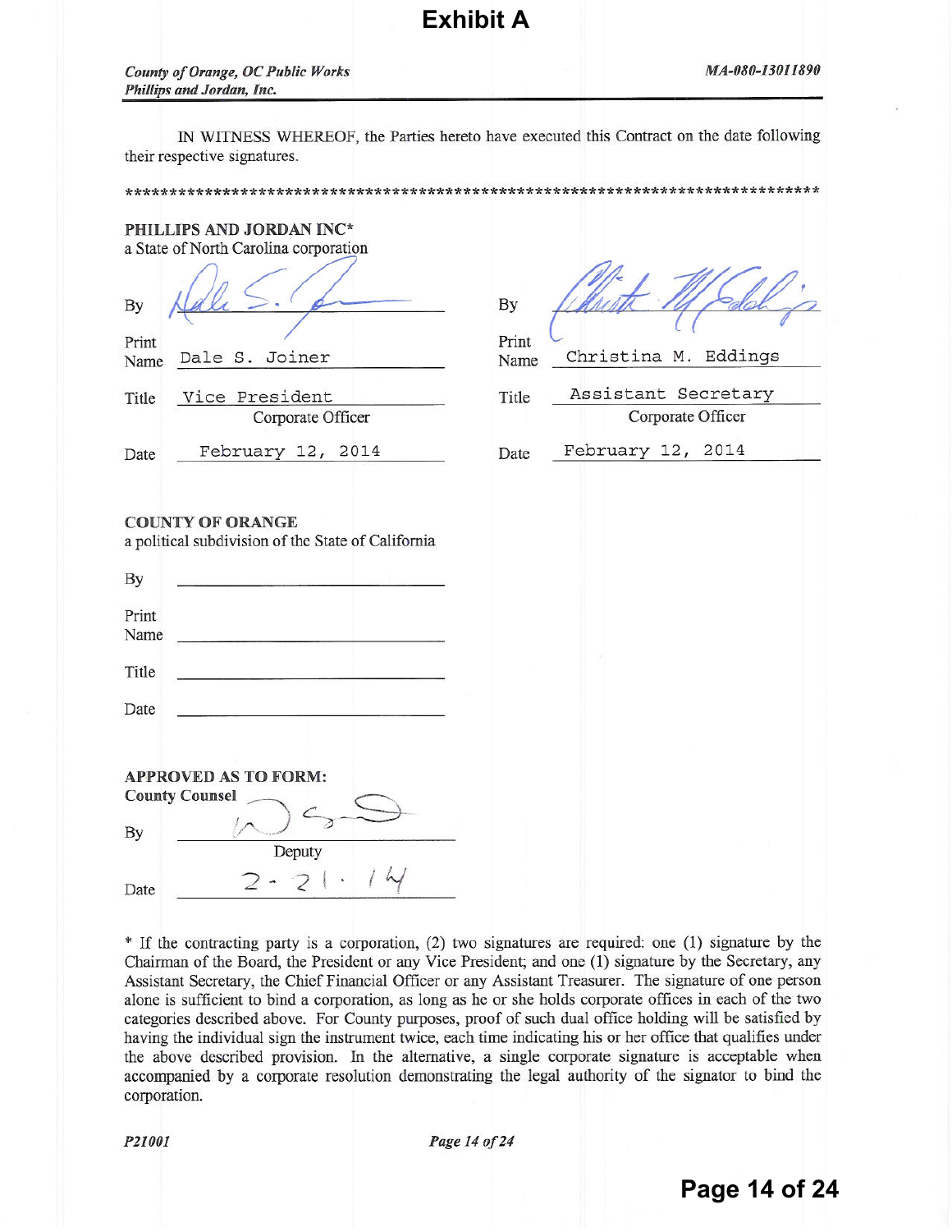**Exhibit A**

IN WITNESS WHEREOF, the Parties hereto have executed this Contract on the date following their respective signatures.

**********************************************************************************

**PHILLIPS AND JORDAN INC***
a State of North Carolina corporation

| | | | |
|---|---|---|---|
| By | | By | |
| Print Name | Dale S. Joiner | Print Name | Christina M. Eddings |
| Title | Vice President<br>Corporate Officer | Title | Assistant Secretary<br>Corporate Officer |
| Date | February 12, 2014 | Date | February 12, 2014 |

**COUNTY OF ORANGE**
a political subdivision of the State of California

By \_\_\_\_\_\_\_\_\_\_\_\_\_\_\_\_\_\_\_\_

Print Name \_\_\_\_\_\_\_\_\_\_\_\_\_\_\_\_\_\_\_\_

Title \_\_\_\_\_\_\_\_\_\_\_\_\_\_\_\_\_\_\_\_

Date \_\_\_\_\_\_\_\_\_\_\_\_\_\_\_\_\_\_\_\_

**APPROVED AS TO FORM:**
**County Counsel**

By \_\_\_\_\_\_\_\_\_\_\_\_\_\_\_\_\_\_\_\_
Deputy

Date 2-21-14

* If the contracting party is a corporation, (2) two signatures are required: one (1) signature by the Chairman of the Board, the President or any Vice President; and one (1) signature by the Secretary, any Assistant Secretary, the Chief Financial Officer or any Assistant Treasurer. The signature of one person alone is sufficient to bind a corporation, as long as he or she holds corporate offices in each of the two categories described above. For County purposes, proof of such dual office holding will be satisfied by having the individual sign the instrument twice, each time indicating his or her office that qualifies under the above described provision. In the alternative, a single corporate signature is acceptable when accompanied by a corporate resolution demonstrating the legal authority of the signator to bind the corporation.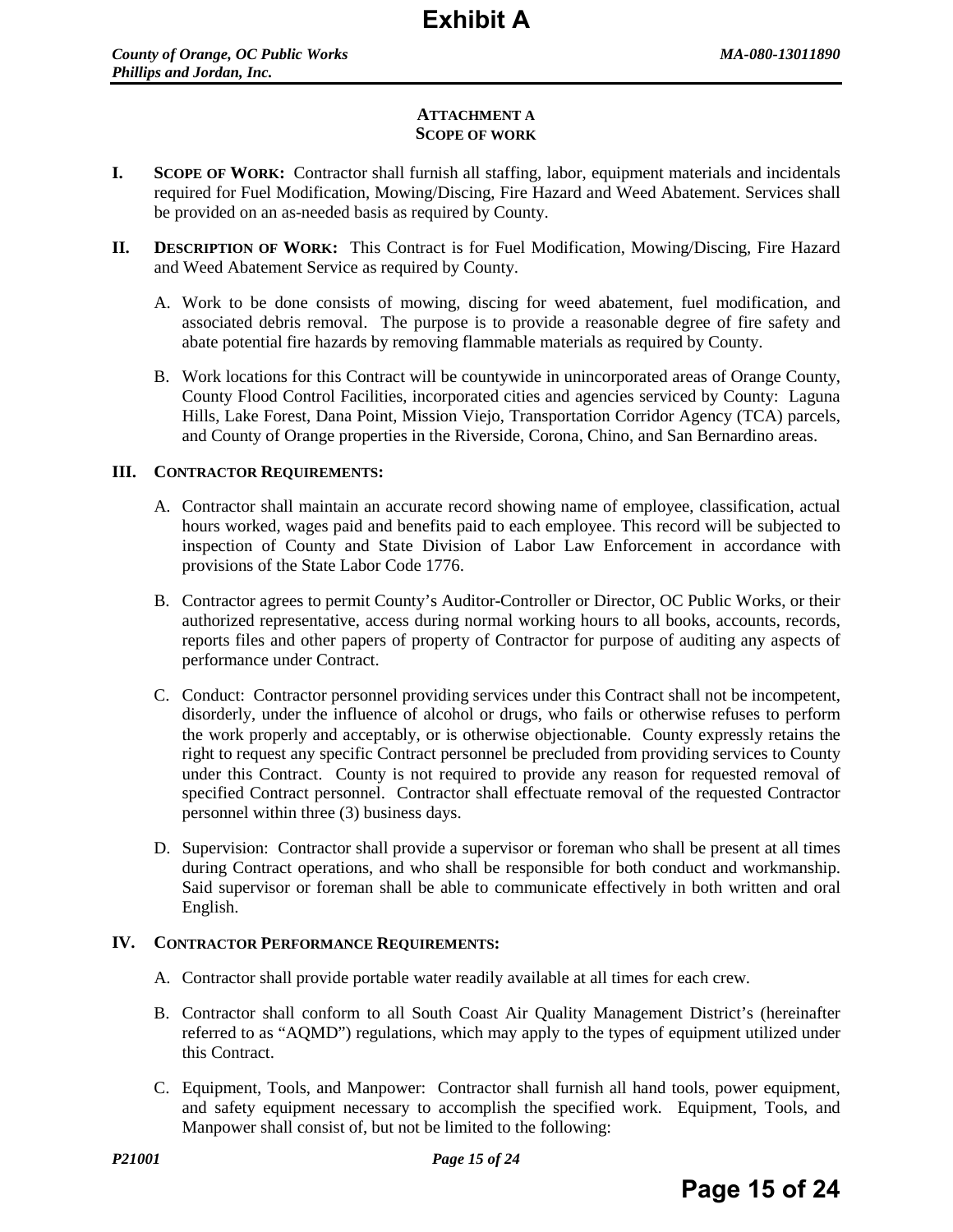## ATTACHMENT A
## SCOPE OF WORK

**I. SCOPE OF WORK:** Contractor shall furnish all staffing, labor, equipment materials and incidentals required for Fuel Modification, Mowing/Discing, Fire Hazard and Weed Abatement. Services shall be provided on an as-needed basis as required by County.

**II. DESCRIPTION OF WORK:** This Contract is for Fuel Modification, Mowing/Discing, Fire Hazard and Weed Abatement Service as required by County.

A. Work to be done consists of mowing, discing for weed abatement, fuel modification, and associated debris removal. The purpose is to provide a reasonable degree of fire safety and abate potential fire hazards by removing flammable materials as required by County.

B. Work locations for this Contract will be countywide in unincorporated areas of Orange County, County Flood Control Facilities, incorporated cities and agencies serviced by County: Laguna Hills, Lake Forest, Dana Point, Mission Viejo, Transportation Corridor Agency (TCA) parcels, and County of Orange properties in the Riverside, Corona, Chino, and San Bernardino areas.

**III. CONTRACTOR REQUIREMENTS:**

A. Contractor shall maintain an accurate record showing name of employee, classification, actual hours worked, wages paid and benefits paid to each employee. This record will be subjected to inspection of County and State Division of Labor Law Enforcement in accordance with provisions of the State Labor Code 1776.

B. Contractor agrees to permit County's Auditor-Controller or Director, OC Public Works, or their authorized representative, access during normal working hours to all books, accounts, records, reports files and other papers of property of Contractor for purpose of auditing any aspects of performance under Contract.

C. Conduct: Contractor personnel providing services under this Contract shall not be incompetent, disorderly, under the influence of alcohol or drugs, who fails or otherwise refuses to perform the work properly and acceptably, or is otherwise objectionable. County expressly retains the right to request any specific Contract personnel be precluded from providing services to County under this Contract. County is not required to provide any reason for requested removal of specified Contract personnel. Contractor shall effectuate removal of the requested Contractor personnel within three (3) business days.

D. Supervision: Contractor shall provide a supervisor or foreman who shall be present at all times during Contract operations, and who shall be responsible for both conduct and workmanship. Said supervisor or foreman shall be able to communicate effectively in both written and oral English.

**IV. CONTRACTOR PERFORMANCE REQUIREMENTS:**

A. Contractor shall provide portable water readily available at all times for each crew.

B. Contractor shall conform to all South Coast Air Quality Management District's (hereinafter referred to as "AQMD") regulations, which may apply to the types of equipment utilized under this Contract.

C. Equipment, Tools, and Manpower: Contractor shall furnish all hand tools, power equipment, and safety equipment necessary to accomplish the specified work. Equipment, Tools, and Manpower shall consist of, but not be limited to the following: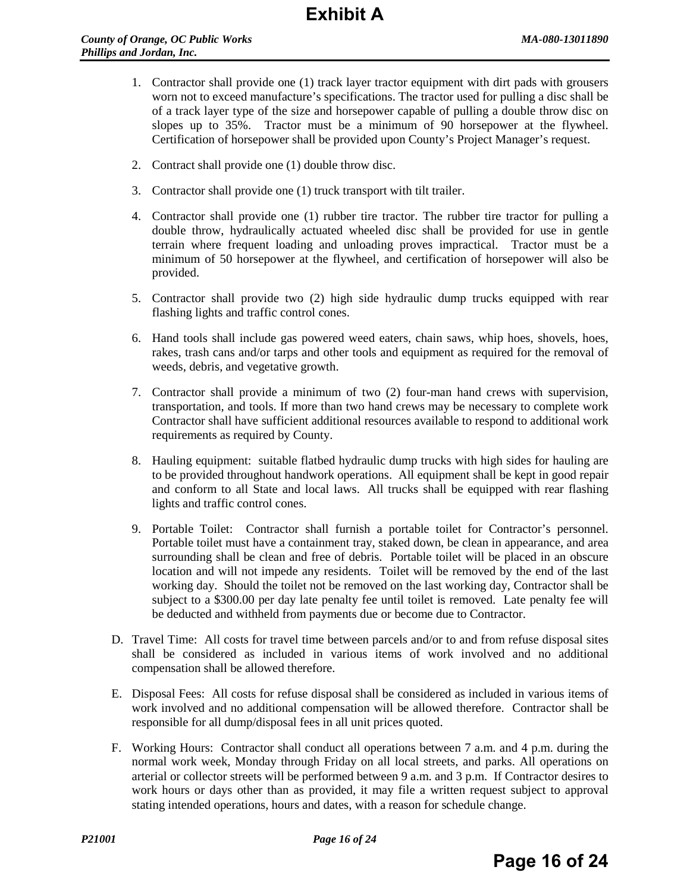1. Contractor shall provide one (1) track layer tractor equipment with dirt pads with grousers worn not to exceed manufacture's specifications. The tractor used for pulling a disc shall be of a track layer type of the size and horsepower capable of pulling a double throw disc on slopes up to 35%. Tractor must be a minimum of 90 horsepower at the flywheel. Certification of horsepower shall be provided upon County's Project Manager's request.

2. Contract shall provide one (1) double throw disc.

3. Contractor shall provide one (1) truck transport with tilt trailer.

4. Contractor shall provide one (1) rubber tire tractor. The rubber tire tractor for pulling a double throw, hydraulically actuated wheeled disc shall be provided for use in gentle terrain where frequent loading and unloading proves impractical. Tractor must be a minimum of 50 horsepower at the flywheel, and certification of horsepower will also be provided.

5. Contractor shall provide two (2) high side hydraulic dump trucks equipped with rear flashing lights and traffic control cones.

6. Hand tools shall include gas powered weed eaters, chain saws, whip hoes, shovels, hoes, rakes, trash cans and/or tarps and other tools and equipment as required for the removal of weeds, debris, and vegetative growth.

7. Contractor shall provide a minimum of two (2) four-man hand crews with supervision, transportation, and tools. If more than two hand crews may be necessary to complete work Contractor shall have sufficient additional resources available to respond to additional work requirements as required by County.

8. Hauling equipment: suitable flatbed hydraulic dump trucks with high sides for hauling are to be provided throughout handwork operations. All equipment shall be kept in good repair and conform to all State and local laws. All trucks shall be equipped with rear flashing lights and traffic control cones.

9. Portable Toilet: Contractor shall furnish a portable toilet for Contractor's personnel. Portable toilet must have a containment tray, staked down, be clean in appearance, and area surrounding shall be clean and free of debris. Portable toilet will be placed in an obscure location and will not impede any residents. Toilet will be removed by the end of the last working day. Should the toilet not be removed on the last working day, Contractor shall be subject to a $300.00 per day late penalty fee until toilet is removed. Late penalty fee will be deducted and withheld from payments due or become due to Contractor.

D. Travel Time: All costs for travel time between parcels and/or to and from refuse disposal sites shall be considered as included in various items of work involved and no additional compensation shall be allowed therefore.

E. Disposal Fees: All costs for refuse disposal shall be considered as included in various items of work involved and no additional compensation will be allowed therefore. Contractor shall be responsible for all dump/disposal fees in all unit prices quoted.

F. Working Hours: Contractor shall conduct all operations between 7 a.m. and 4 p.m. during the normal work week, Monday through Friday on all local streets, and parks. All operations on arterial or collector streets will be performed between 9 a.m. and 3 p.m. If Contractor desires to work hours or days other than as provided, it may file a written request subject to approval stating intended operations, hours and dates, with a reason for schedule change.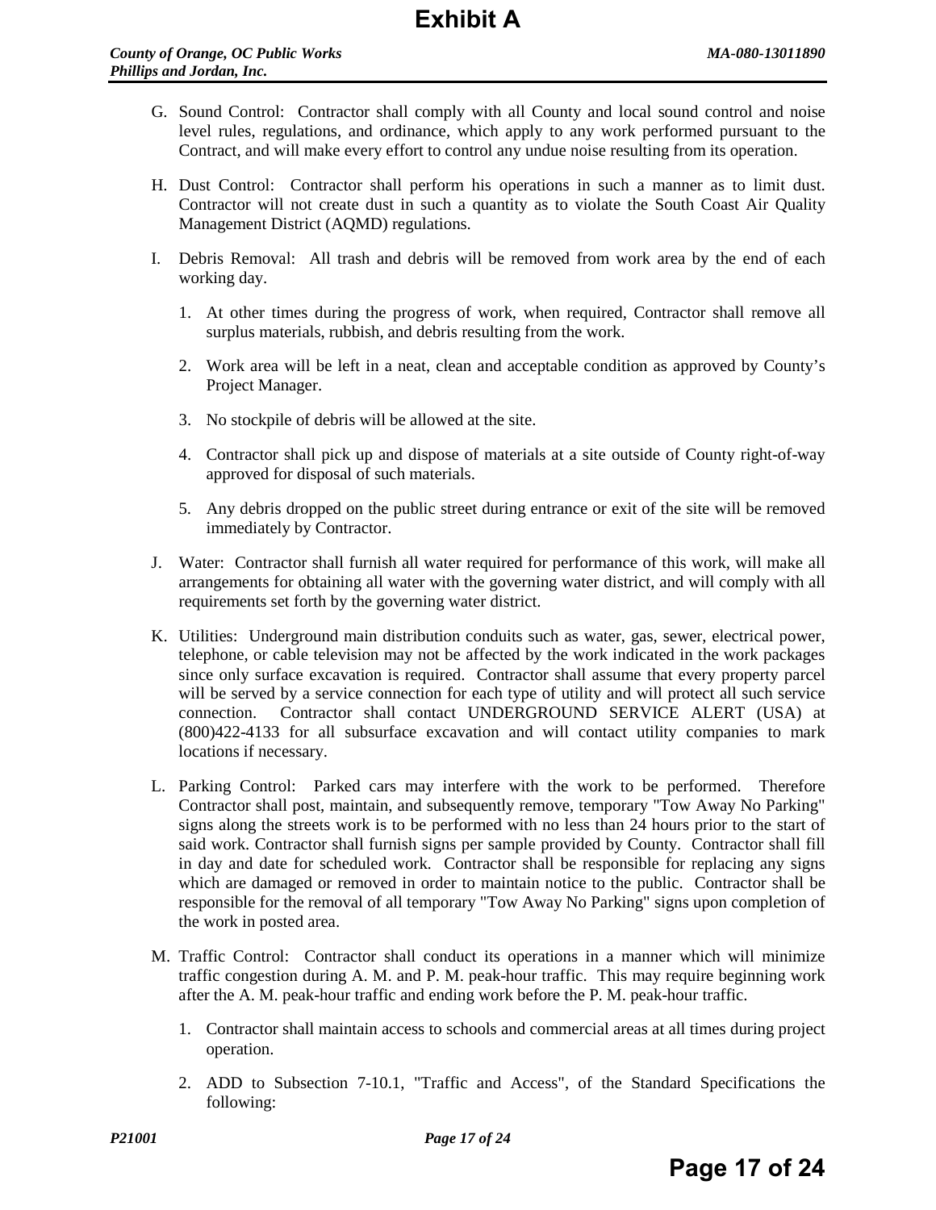G. Sound Control: Contractor shall comply with all County and local sound control and noise level rules, regulations, and ordinance, which apply to any work performed pursuant to the Contract, and will make every effort to control any undue noise resulting from its operation.

H. Dust Control: Contractor shall perform his operations in such a manner as to limit dust. Contractor will not create dust in such a quantity as to violate the South Coast Air Quality Management District (AQMD) regulations.

I. Debris Removal: All trash and debris will be removed from work area by the end of each working day.

   1. At other times during the progress of work, when required, Contractor shall remove all surplus materials, rubbish, and debris resulting from the work.

   2. Work area will be left in a neat, clean and acceptable condition as approved by County's Project Manager.

   3. No stockpile of debris will be allowed at the site.

   4. Contractor shall pick up and dispose of materials at a site outside of County right-of-way approved for disposal of such materials.

   5. Any debris dropped on the public street during entrance or exit of the site will be removed immediately by Contractor.

J. Water: Contractor shall furnish all water required for performance of this work, will make all arrangements for obtaining all water with the governing water district, and will comply with all requirements set forth by the governing water district.

K. Utilities: Underground main distribution conduits such as water, gas, sewer, electrical power, telephone, or cable television may not be affected by the work indicated in the work packages since only surface excavation is required. Contractor shall assume that every property parcel will be served by a service connection for each type of utility and will protect all such service connection. Contractor shall contact UNDERGROUND SERVICE ALERT (USA) at (800)422-4133 for all subsurface excavation and will contact utility companies to mark locations if necessary.

L. Parking Control: Parked cars may interfere with the work to be performed. Therefore Contractor shall post, maintain, and subsequently remove, temporary "Tow Away No Parking" signs along the streets work is to be performed with no less than 24 hours prior to the start of said work. Contractor shall furnish signs per sample provided by County. Contractor shall fill in day and date for scheduled work. Contractor shall be responsible for replacing any signs which are damaged or removed in order to maintain notice to the public. Contractor shall be responsible for the removal of all temporary "Tow Away No Parking" signs upon completion of the work in posted area.

M. Traffic Control: Contractor shall conduct its operations in a manner which will minimize traffic congestion during A. M. and P. M. peak-hour traffic. This may require beginning work after the A. M. peak-hour traffic and ending work before the P. M. peak-hour traffic.

   1. Contractor shall maintain access to schools and commercial areas at all times during project operation.

   2. ADD to Subsection 7-10.1, "Traffic and Access", of the Standard Specifications the following: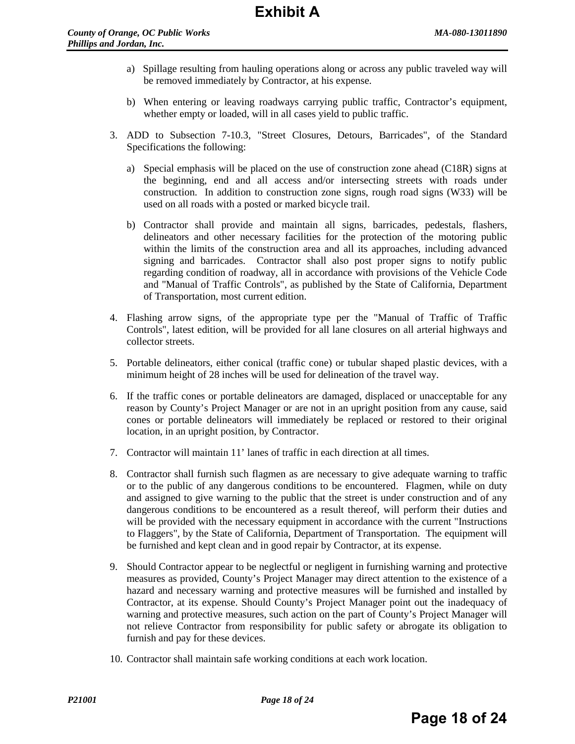a) Spillage resulting from hauling operations along or across any public traveled way will be removed immediately by Contractor, at his expense.

b) When entering or leaving roadways carrying public traffic, Contractor's equipment, whether empty or loaded, will in all cases yield to public traffic.

3. ADD to Subsection 7-10.3, "Street Closures, Detours, Barricades", of the Standard Specifications the following:

   a) Special emphasis will be placed on the use of construction zone ahead (C18R) signs at the beginning, end and all access and/or intersecting streets with roads under construction. In addition to construction zone signs, rough road signs (W33) will be used on all roads with a posted or marked bicycle trail.

   b) Contractor shall provide and maintain all signs, barricades, pedestals, flashers, delineators and other necessary facilities for the protection of the motoring public within the limits of the construction area and all its approaches, including advanced signing and barricades. Contractor shall also post proper signs to notify public regarding condition of roadway, all in accordance with provisions of the Vehicle Code and "Manual of Traffic Controls", as published by the State of California, Department of Transportation, most current edition.

4. Flashing arrow signs, of the appropriate type per the "Manual of Traffic of Traffic Controls", latest edition, will be provided for all lane closures on all arterial highways and collector streets.

5. Portable delineators, either conical (traffic cone) or tubular shaped plastic devices, with a minimum height of 28 inches will be used for delineation of the travel way.

6. If the traffic cones or portable delineators are damaged, displaced or unacceptable for any reason by County's Project Manager or are not in an upright position from any cause, said cones or portable delineators will immediately be replaced or restored to their original location, in an upright position, by Contractor.

7. Contractor will maintain 11' lanes of traffic in each direction at all times.

8. Contractor shall furnish such flagmen as are necessary to give adequate warning to traffic or to the public of any dangerous conditions to be encountered. Flagmen, while on duty and assigned to give warning to the public that the street is under construction and of any dangerous conditions to be encountered as a result thereof, will perform their duties and will be provided with the necessary equipment in accordance with the current "Instructions to Flaggers", by the State of California, Department of Transportation. The equipment will be furnished and kept clean and in good repair by Contractor, at its expense.

9. Should Contractor appear to be neglectful or negligent in furnishing warning and protective measures as provided, County's Project Manager may direct attention to the existence of a hazard and necessary warning and protective measures will be furnished and installed by Contractor, at its expense. Should County's Project Manager point out the inadequacy of warning and protective measures, such action on the part of County's Project Manager will not relieve Contractor from responsibility for public safety or abrogate its obligation to furnish and pay for these devices.

10. Contractor shall maintain safe working conditions at each work location.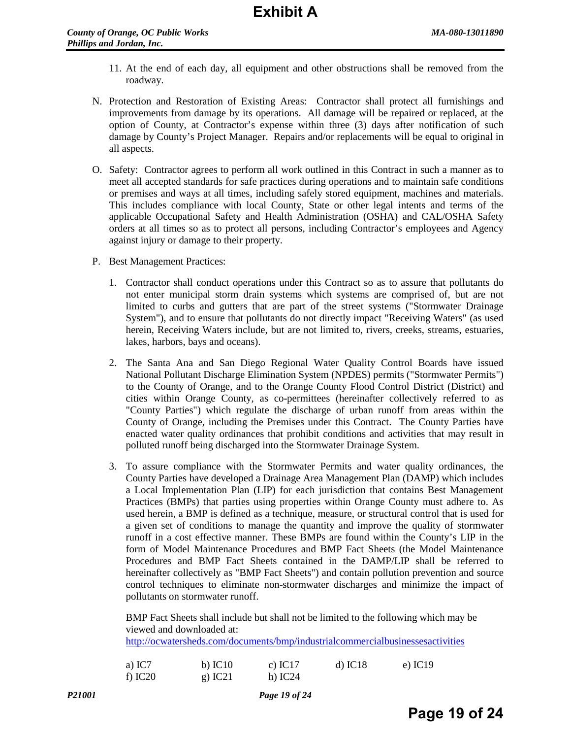11. At the end of each day, all equipment and other obstructions shall be removed from the roadway.

N. Protection and Restoration of Existing Areas: Contractor shall protect all furnishings and improvements from damage by its operations. All damage will be repaired or replaced, at the option of County, at Contractor's expense within three (3) days after notification of such damage by County's Project Manager. Repairs and/or replacements will be equal to original in all aspects.

O. Safety: Contractor agrees to perform all work outlined in this Contract in such a manner as to meet all accepted standards for safe practices during operations and to maintain safe conditions or premises and ways at all times, including safely stored equipment, machines and materials. This includes compliance with local County, State or other legal intents and terms of the applicable Occupational Safety and Health Administration (OSHA) and CAL/OSHA Safety orders at all times so as to protect all persons, including Contractor's employees and Agency against injury or damage to their property.

P. Best Management Practices:

1. Contractor shall conduct operations under this Contract so as to assure that pollutants do not enter municipal storm drain systems which systems are comprised of, but are not limited to curbs and gutters that are part of the street systems ("Stormwater Drainage System"), and to ensure that pollutants do not directly impact "Receiving Waters" (as used herein, Receiving Waters include, but are not limited to, rivers, creeks, streams, estuaries, lakes, harbors, bays and oceans).

2. The Santa Ana and San Diego Regional Water Quality Control Boards have issued National Pollutant Discharge Elimination System (NPDES) permits ("Stormwater Permits") to the County of Orange, and to the Orange County Flood Control District (District) and cities within Orange County, as co-permittees (hereinafter collectively referred to as "County Parties") which regulate the discharge of urban runoff from areas within the County of Orange, including the Premises under this Contract. The County Parties have enacted water quality ordinances that prohibit conditions and activities that may result in polluted runoff being discharged into the Stormwater Drainage System.

3. To assure compliance with the Stormwater Permits and water quality ordinances, the County Parties have developed a Drainage Area Management Plan (DAMP) which includes a Local Implementation Plan (LIP) for each jurisdiction that contains Best Management Practices (BMPs) that parties using properties within Orange County must adhere to. As used herein, a BMP is defined as a technique, measure, or structural control that is used for a given set of conditions to manage the quantity and improve the quality of stormwater runoff in a cost effective manner. These BMPs are found within the County's LIP in the form of Model Maintenance Procedures and BMP Fact Sheets (the Model Maintenance Procedures and BMP Fact Sheets contained in the DAMP/LIP shall be referred to hereinafter collectively as "BMP Fact Sheets") and contain pollution prevention and source control techniques to eliminate non-stormwater discharges and minimize the impact of pollutants on stormwater runoff.

   BMP Fact Sheets shall include but shall not be limited to the following which may be viewed and downloaded at: [http://ocwatersheds.com/documents/bmp/industrialcommercialbusinessesactivities](http://ocwatersheds.com/documents/bmp/industrialcommercialbusinessesactivities)

   a) IC7 b) IC10 c) IC17 d) IC18 e) IC19
   f) IC20 g) IC21 h) IC24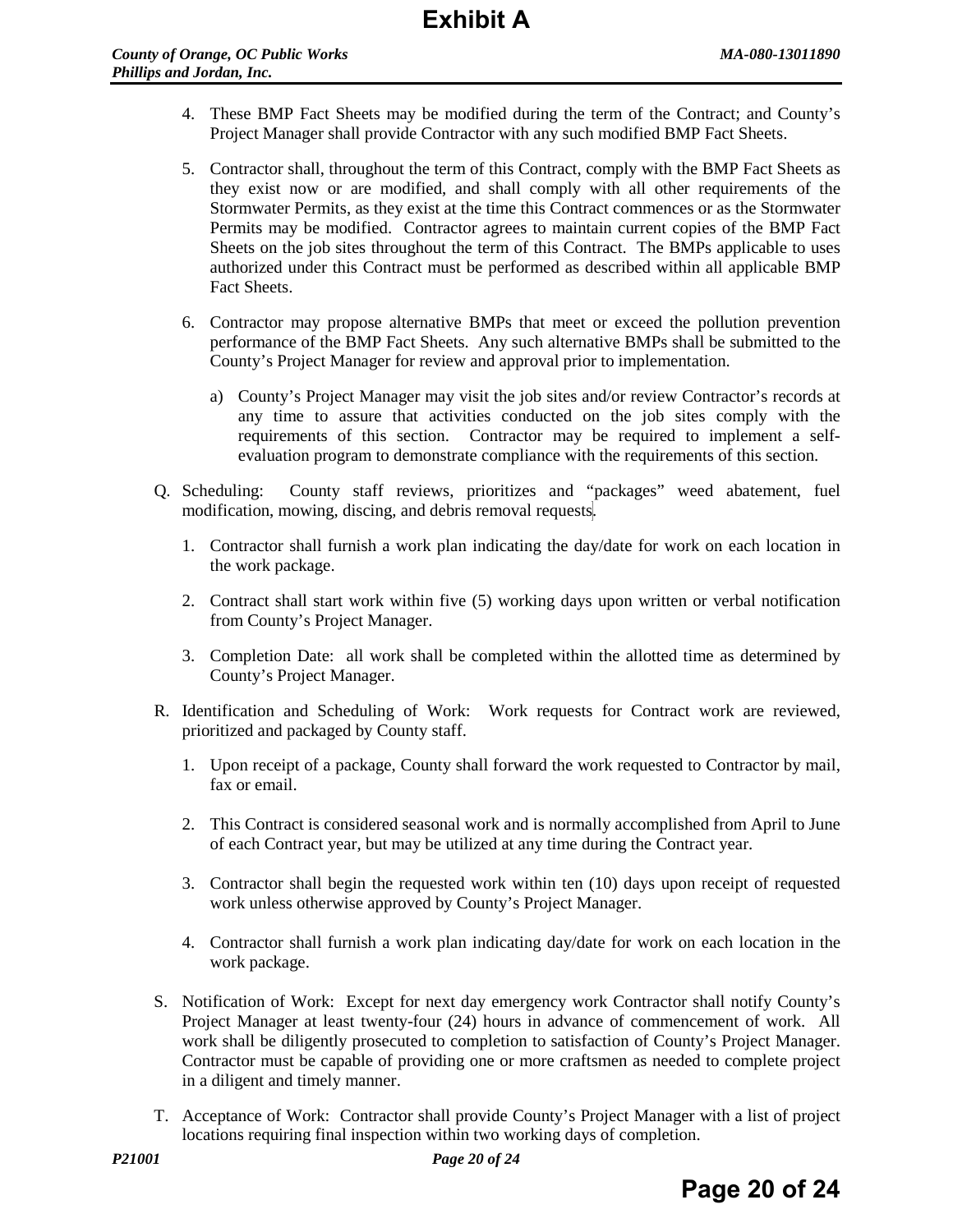4. These BMP Fact Sheets may be modified during the term of the Contract; and County's Project Manager shall provide Contractor with any such modified BMP Fact Sheets.

5. Contractor shall, throughout the term of this Contract, comply with the BMP Fact Sheets as they exist now or are modified, and shall comply with all other requirements of the Stormwater Permits, as they exist at the time this Contract commences or as the Stormwater Permits may be modified. Contractor agrees to maintain current copies of the BMP Fact Sheets on the job sites throughout the term of this Contract. The BMPs applicable to uses authorized under this Contract must be performed as described within all applicable BMP Fact Sheets.

6. Contractor may propose alternative BMPs that meet or exceed the pollution prevention performance of the BMP Fact Sheets. Any such alternative BMPs shall be submitted to the County's Project Manager for review and approval prior to implementation.

   a) County's Project Manager may visit the job sites and/or review Contractor's records at any time to assure that activities conducted on the job sites comply with the requirements of this section. Contractor may be required to implement a self-evaluation program to demonstrate compliance with the requirements of this section.

Q. Scheduling: County staff reviews, prioritizes and "packages" weed abatement, fuel modification, mowing, discing, and debris removal requests.

   1. Contractor shall furnish a work plan indicating the day/date for work on each location in the work package.

   2. Contract shall start work within five (5) working days upon written or verbal notification from County's Project Manager.

   3. Completion Date: all work shall be completed within the allotted time as determined by County's Project Manager.

R. Identification and Scheduling of Work: Work requests for Contract work are reviewed, prioritized and packaged by County staff.

   1. Upon receipt of a package, County shall forward the work requested to Contractor by mail, fax or email.

   2. This Contract is considered seasonal work and is normally accomplished from April to June of each Contract year, but may be utilized at any time during the Contract year.

   3. Contractor shall begin the requested work within ten (10) days upon receipt of requested work unless otherwise approved by County's Project Manager.

   4. Contractor shall furnish a work plan indicating day/date for work on each location in the work package.

S. Notification of Work: Except for next day emergency work Contractor shall notify County's Project Manager at least twenty-four (24) hours in advance of commencement of work. All work shall be diligently prosecuted to completion to satisfaction of County's Project Manager. Contractor must be capable of providing one or more craftsmen as needed to complete project in a diligent and timely manner.

T. Acceptance of Work: Contractor shall provide County's Project Manager with a list of project locations requiring final inspection within two working days of completion.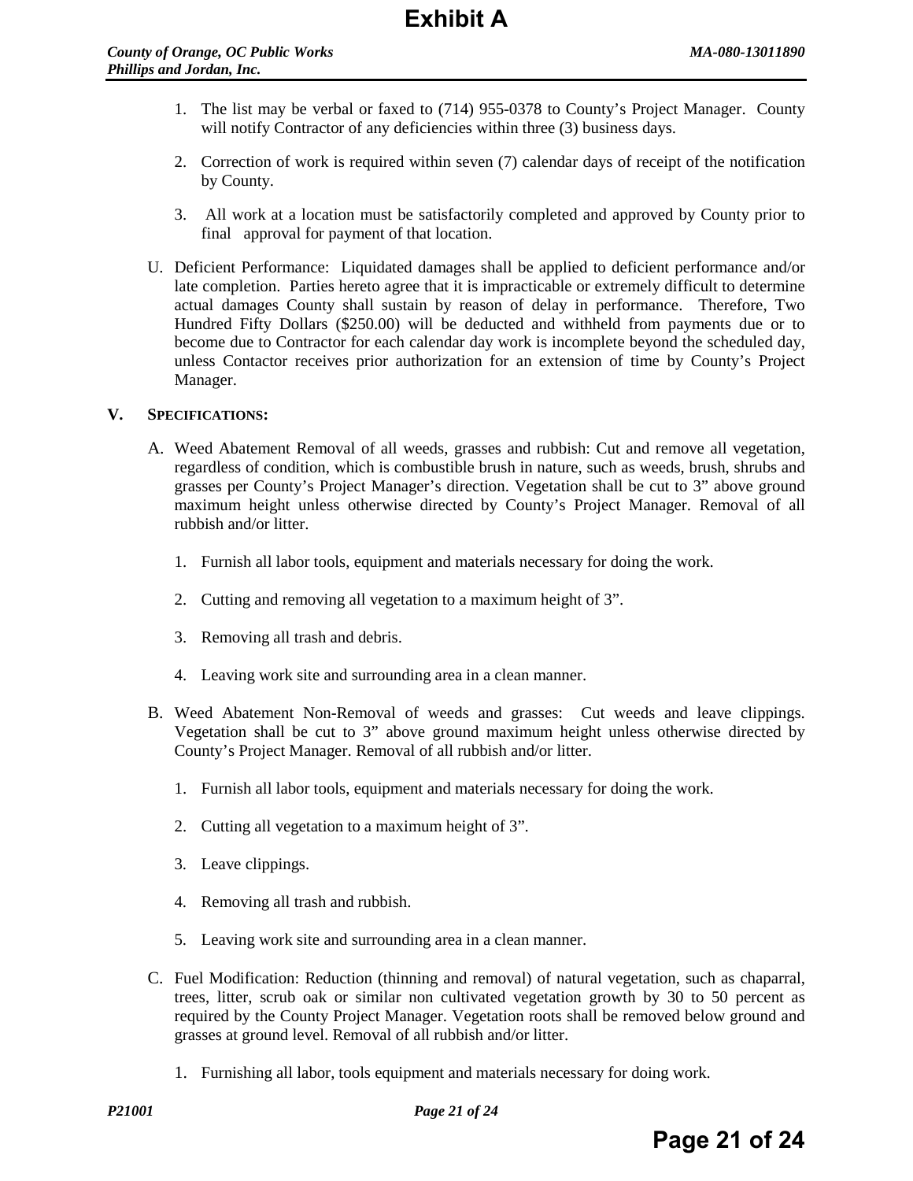1. The list may be verbal or faxed to (714) 955-0378 to County's Project Manager. County will notify Contractor of any deficiencies within three (3) business days.

2. Correction of work is required within seven (7) calendar days of receipt of the notification by County.

3. All work at a location must be satisfactorily completed and approved by County prior to final approval for payment of that location.

U. Deficient Performance: Liquidated damages shall be applied to deficient performance and/or late completion. Parties hereto agree that it is impracticable or extremely difficult to determine actual damages County shall sustain by reason of delay in performance. Therefore, Two Hundred Fifty Dollars ($250.00) will be deducted and withheld from payments due or to become due to Contractor for each calendar day work is incomplete beyond the scheduled day, unless Contactor receives prior authorization for an extension of time by County's Project Manager.

**V. SPECIFICATIONS:**

A. Weed Abatement Removal of all weeds, grasses and rubbish: Cut and remove all vegetation, regardless of condition, which is combustible brush in nature, such as weeds, brush, shrubs and grasses per County's Project Manager's direction. Vegetation shall be cut to 3" above ground maximum height unless otherwise directed by County's Project Manager. Removal of all rubbish and/or litter.

1. Furnish all labor tools, equipment and materials necessary for doing the work.

2. Cutting and removing all vegetation to a maximum height of 3".

3. Removing all trash and debris.

4. Leaving work site and surrounding area in a clean manner.

B. Weed Abatement Non-Removal of weeds and grasses: Cut weeds and leave clippings. Vegetation shall be cut to 3" above ground maximum height unless otherwise directed by County's Project Manager. Removal of all rubbish and/or litter.

1. Furnish all labor tools, equipment and materials necessary for doing the work.

2. Cutting all vegetation to a maximum height of 3".

3. Leave clippings.

4. Removing all trash and rubbish.

5. Leaving work site and surrounding area in a clean manner.

C. Fuel Modification: Reduction (thinning and removal) of natural vegetation, such as chaparral, trees, litter, scrub oak or similar non cultivated vegetation growth by 30 to 50 percent as required by the County Project Manager. Vegetation roots shall be removed below ground and grasses at ground level. Removal of all rubbish and/or litter.

1. Furnishing all labor, tools equipment and materials necessary for doing work.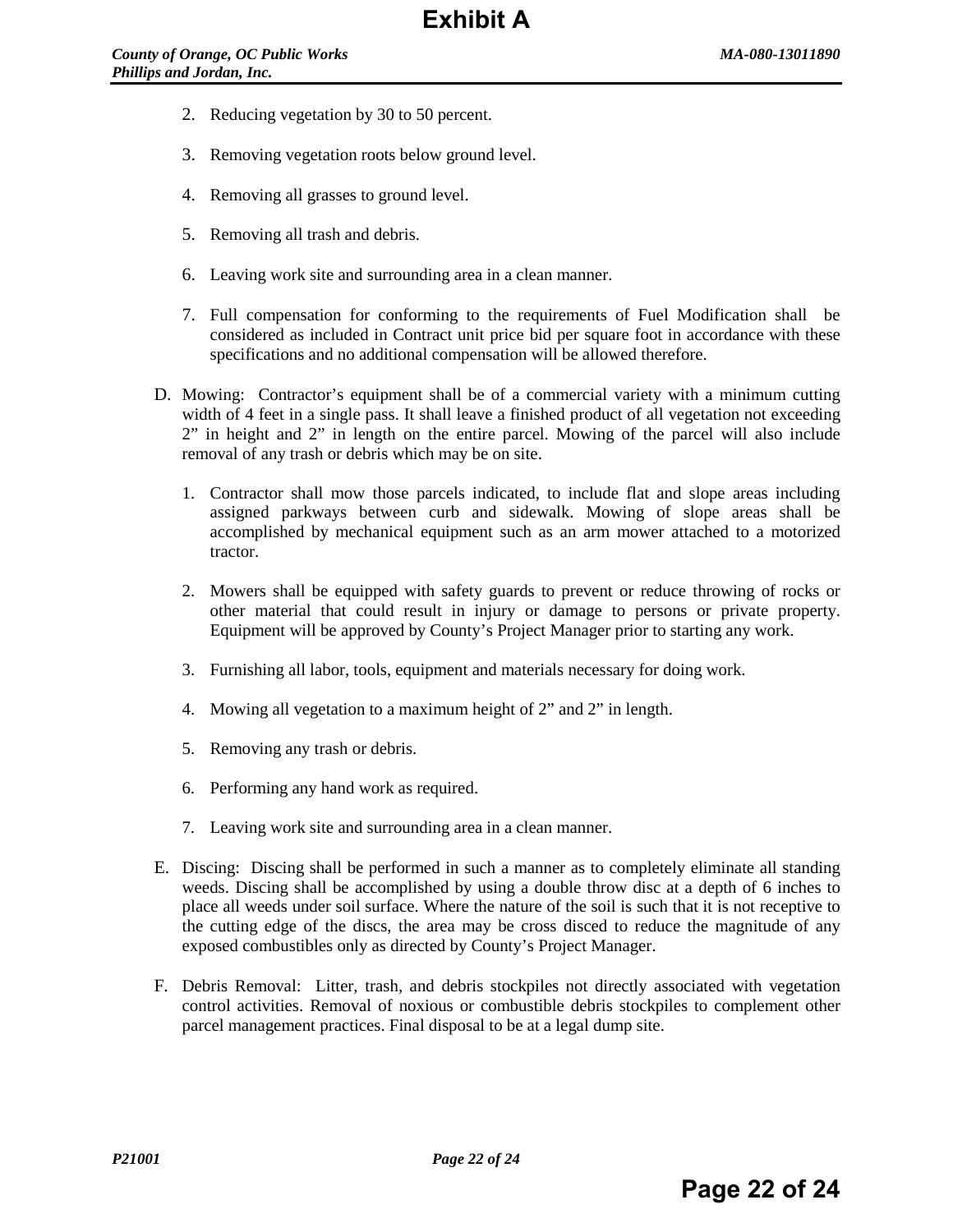2. Reducing vegetation by 30 to 50 percent.

3. Removing vegetation roots below ground level.

4. Removing all grasses to ground level.

5. Removing all trash and debris.

6. Leaving work site and surrounding area in a clean manner.

7. Full compensation for conforming to the requirements of Fuel Modification shall be considered as included in Contract unit price bid per square foot in accordance with these specifications and no additional compensation will be allowed therefore.

D. Mowing: Contractor's equipment shall be of a commercial variety with a minimum cutting width of 4 feet in a single pass. It shall leave a finished product of all vegetation not exceeding 2" in height and 2" in length on the entire parcel. Mowing of the parcel will also include removal of any trash or debris which may be on site.

   1. Contractor shall mow those parcels indicated, to include flat and slope areas including assigned parkways between curb and sidewalk. Mowing of slope areas shall be accomplished by mechanical equipment such as an arm mower attached to a motorized tractor.

   2. Mowers shall be equipped with safety guards to prevent or reduce throwing of rocks or other material that could result in injury or damage to persons or private property. Equipment will be approved by County's Project Manager prior to starting any work.

   3. Furnishing all labor, tools, equipment and materials necessary for doing work.

   4. Mowing all vegetation to a maximum height of 2" and 2" in length.

   5. Removing any trash or debris.

   6. Performing any hand work as required.

   7. Leaving work site and surrounding area in a clean manner.

E. Discing: Discing shall be performed in such a manner as to completely eliminate all standing weeds. Discing shall be accomplished by using a double throw disc at a depth of 6 inches to place all weeds under soil surface. Where the nature of the soil is such that it is not receptive to the cutting edge of the discs, the area may be cross disced to reduce the magnitude of any exposed combustibles only as directed by County's Project Manager.

F. Debris Removal: Litter, trash, and debris stockpiles not directly associated with vegetation control activities. Removal of noxious or combustible debris stockpiles to complement other parcel management practices. Final disposal to be at a legal dump site.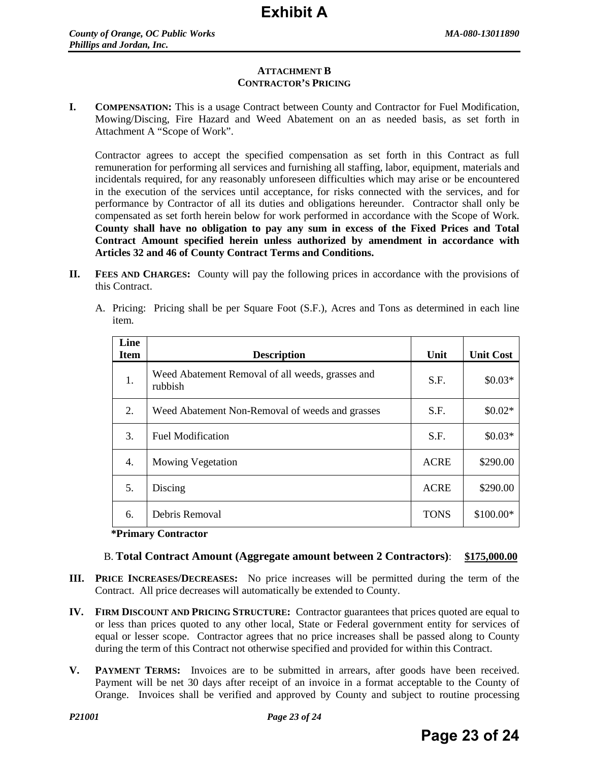# Exhibit A

#### ATTACHMENT B
#### CONTRACTOR'S PRICING

**I. COMPENSATION:** This is a usage Contract between County and Contractor for Fuel Modification, Mowing/Discing, Fire Hazard and Weed Abatement on an as needed basis, as set forth in Attachment A "Scope of Work".

Contractor agrees to accept the specified compensation as set forth in this Contract as full remuneration for performing all services and furnishing all staffing, labor, equipment, materials and incidentals required, for any reasonably unforeseen difficulties which may arise or be encountered in the execution of the services until acceptance, for risks connected with the services, and for performance by Contractor of all its duties and obligations hereunder. Contractor shall only be compensated as set forth herein below for work performed in accordance with the Scope of Work. **County shall have no obligation to pay any sum in excess of the Fixed Prices and Total Contract Amount specified herein unless authorized by amendment in accordance with Articles 32 and 46 of County Contract Terms and Conditions.**

**II. FEES AND CHARGES:** County will pay the following prices in accordance with the provisions of this Contract.

A. Pricing: Pricing shall be per Square Foot (S.F.), Acres and Tons as determined in each line item.

| Line Item | Description | Unit | Unit Cost |
|---|---|---|---|
| 1. | Weed Abatement Removal of all weeds, grasses and rubbish | S.F. | $0.03* |
| 2. | Weed Abatement Non-Removal of weeds and grasses | S.F. | $0.02* |
| 3. | Fuel Modification | S.F. | $0.03* |
| 4. | Mowing Vegetation | ACRE | $290.00 |
| 5. | Discing | ACRE | $290.00 |
| 6. | Debris Removal | TONS | $100.00* |

**\*Primary Contractor**

B. **Total Contract Amount (Aggregate amount between 2 Contractors)**: **$175,000.00**

**III. PRICE INCREASES/DECREASES:** No price increases will be permitted during the term of the Contract. All price decreases will automatically be extended to County.

**IV. FIRM DISCOUNT AND PRICING STRUCTURE:** Contractor guarantees that prices quoted are equal to or less than prices quoted to any other local, State or Federal government entity for services of equal or lesser scope. Contractor agrees that no price increases shall be passed along to County during the term of this Contract not otherwise specified and provided for within this Contract.

**V. PAYMENT TERMS:** Invoices are to be submitted in arrears, after goods have been received. Payment will be net 30 days after receipt of an invoice in a format acceptable to the County of Orange. Invoices shall be verified and approved by County and subject to routine processing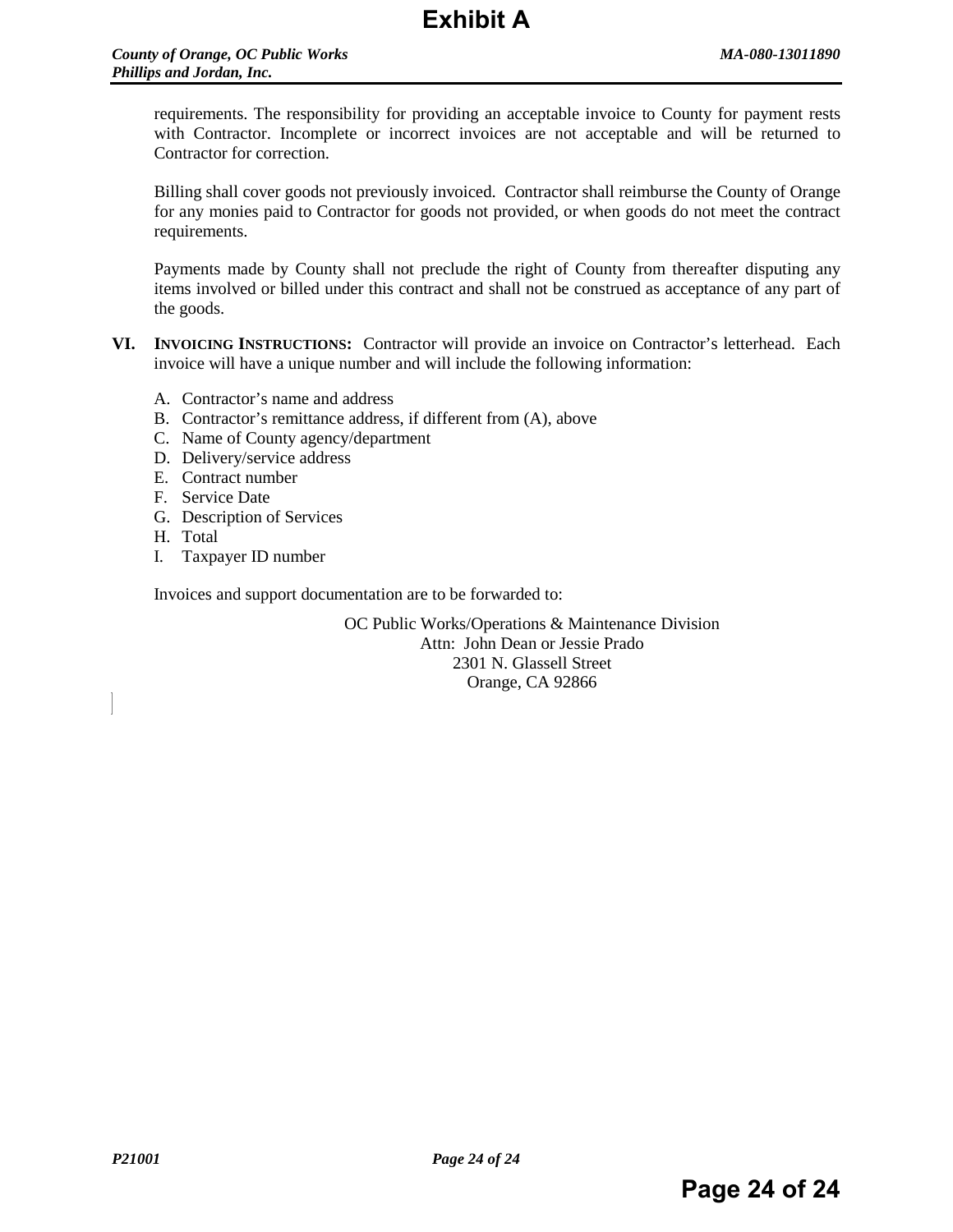requirements. The responsibility for providing an acceptable invoice to County for payment rests with Contractor. Incomplete or incorrect invoices are not acceptable and will be returned to Contractor for correction.

Billing shall cover goods not previously invoiced. Contractor shall reimburse the County of Orange for any monies paid to Contractor for goods not provided, or when goods do not meet the contract requirements.

Payments made by County shall not preclude the right of County from thereafter disputing any items involved or billed under this contract and shall not be construed as acceptance of any part of the goods.

**VI. INVOICING INSTRUCTIONS:** Contractor will provide an invoice on Contractor's letterhead. Each invoice will have a unique number and will include the following information:

A. Contractor's name and address
B. Contractor's remittance address, if different from (A), above
C. Name of County agency/department
D. Delivery/service address
E. Contract number
F. Service Date
G. Description of Services
H. Total
I. Taxpayer ID number

Invoices and support documentation are to be forwarded to:

OC Public Works/Operations & Maintenance Division
Attn: John Dean or Jessie Prado
2301 N. Glassell Street
Orange, CA 92866